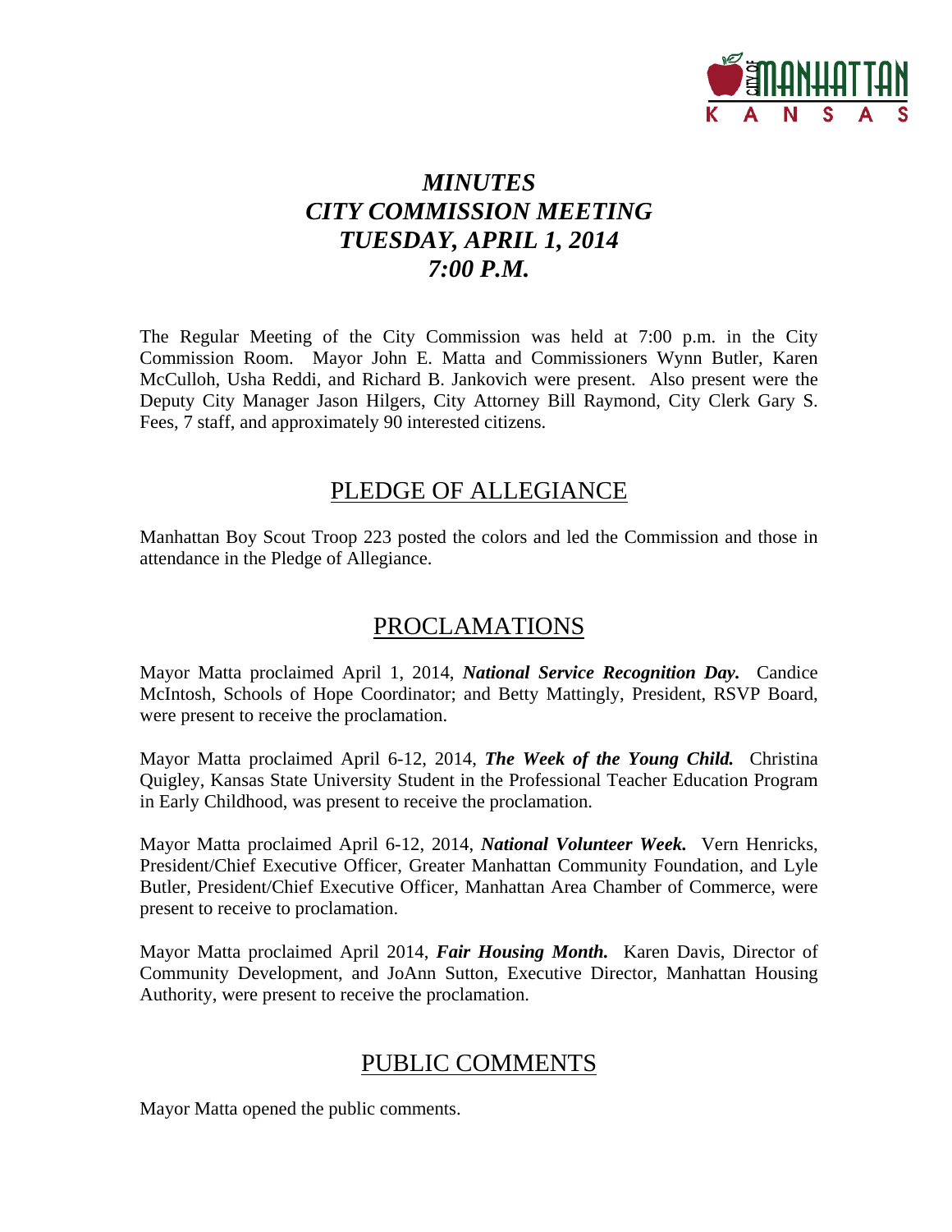# *MINUTES*
# *CITY COMMISSION MEETING*
# *TUESDAY, APRIL 1, 2014*
# *7:00 P.M.*

The Regular Meeting of the City Commission was held at 7:00 p.m. in the City Commission Room. Mayor John E. Matta and Commissioners Wynn Butler, Karen McCulloh, Usha Reddi, and Richard B. Jankovich were present. Also present were the Deputy City Manager Jason Hilgers, City Attorney Bill Raymond, City Clerk Gary S. Fees, 7 staff, and approximately 90 interested citizens.

## PLEDGE OF ALLEGIANCE

Manhattan Boy Scout Troop 223 posted the colors and led the Commission and those in attendance in the Pledge of Allegiance.

## PROCLAMATIONS

Mayor Matta proclaimed April 1, 2014, ***National Service Recognition Day.*** Candice McIntosh, Schools of Hope Coordinator; and Betty Mattingly, President, RSVP Board, were present to receive the proclamation.

Mayor Matta proclaimed April 6-12, 2014, ***The Week of the Young Child.*** Christina Quigley, Kansas State University Student in the Professional Teacher Education Program in Early Childhood, was present to receive the proclamation.

Mayor Matta proclaimed April 6-12, 2014, ***National Volunteer Week.*** Vern Henricks, President/Chief Executive Officer, Greater Manhattan Community Foundation, and Lyle Butler, President/Chief Executive Officer, Manhattan Area Chamber of Commerce, were present to receive to proclamation.

Mayor Matta proclaimed April 2014, ***Fair Housing Month.*** Karen Davis, Director of Community Development, and JoAnn Sutton, Executive Director, Manhattan Housing Authority, were present to receive the proclamation.

## PUBLIC COMMENTS

Mayor Matta opened the public comments.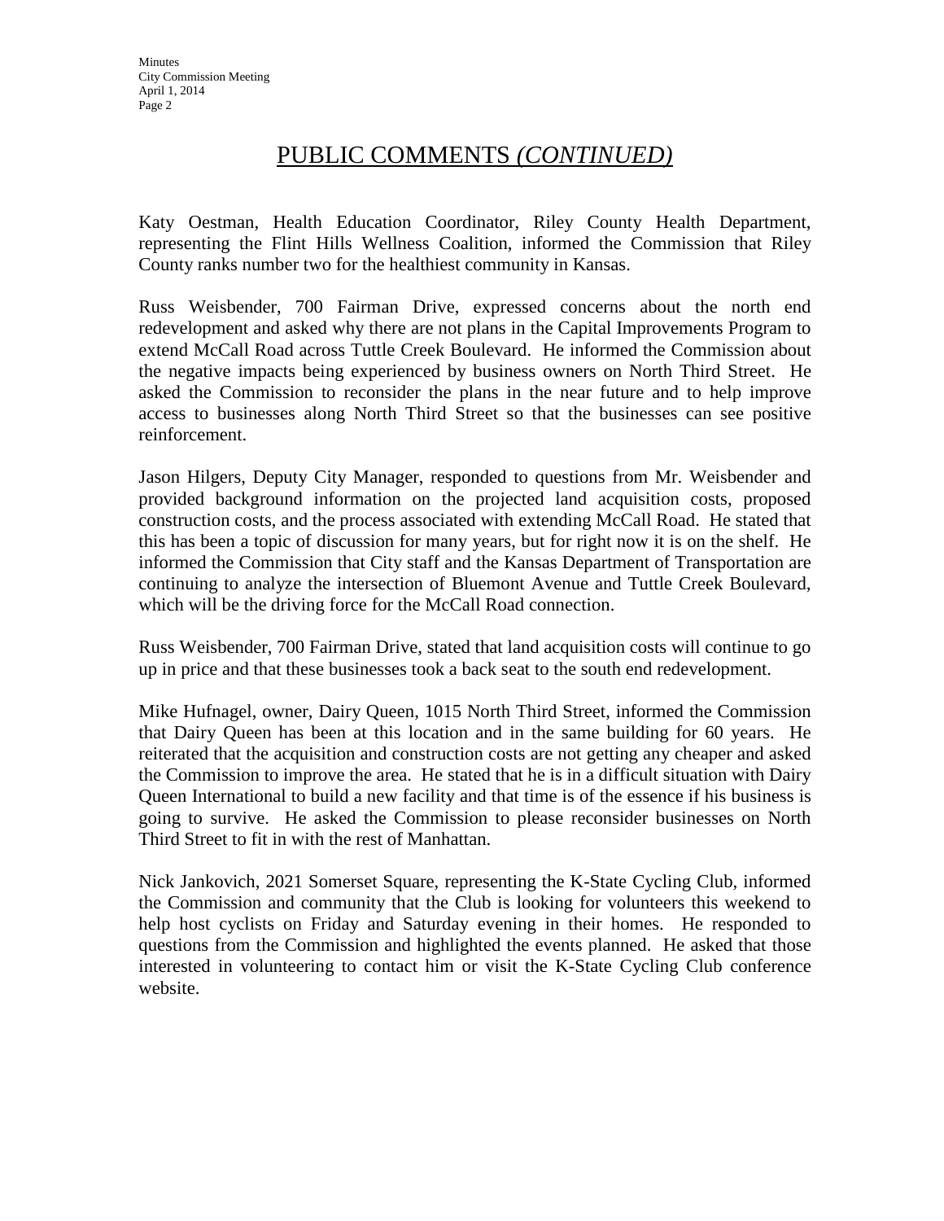## PUBLIC COMMENTS *(CONTINUED)*

Katy Oestman, Health Education Coordinator, Riley County Health Department, representing the Flint Hills Wellness Coalition, informed the Commission that Riley County ranks number two for the healthiest community in Kansas.

Russ Weisbender, 700 Fairman Drive, expressed concerns about the north end redevelopment and asked why there are not plans in the Capital Improvements Program to extend McCall Road across Tuttle Creek Boulevard. He informed the Commission about the negative impacts being experienced by business owners on North Third Street. He asked the Commission to reconsider the plans in the near future and to help improve access to businesses along North Third Street so that the businesses can see positive reinforcement.

Jason Hilgers, Deputy City Manager, responded to questions from Mr. Weisbender and provided background information on the projected land acquisition costs, proposed construction costs, and the process associated with extending McCall Road. He stated that this has been a topic of discussion for many years, but for right now it is on the shelf. He informed the Commission that City staff and the Kansas Department of Transportation are continuing to analyze the intersection of Bluemont Avenue and Tuttle Creek Boulevard, which will be the driving force for the McCall Road connection.

Russ Weisbender, 700 Fairman Drive, stated that land acquisition costs will continue to go up in price and that these businesses took a back seat to the south end redevelopment.

Mike Hufnagel, owner, Dairy Queen, 1015 North Third Street, informed the Commission that Dairy Queen has been at this location and in the same building for 60 years. He reiterated that the acquisition and construction costs are not getting any cheaper and asked the Commission to improve the area. He stated that he is in a difficult situation with Dairy Queen International to build a new facility and that time is of the essence if his business is going to survive. He asked the Commission to please reconsider businesses on North Third Street to fit in with the rest of Manhattan.

Nick Jankovich, 2021 Somerset Square, representing the K-State Cycling Club, informed the Commission and community that the Club is looking for volunteers this weekend to help host cyclists on Friday and Saturday evening in their homes. He responded to questions from the Commission and highlighted the events planned. He asked that those interested in volunteering to contact him or visit the K-State Cycling Club conference website.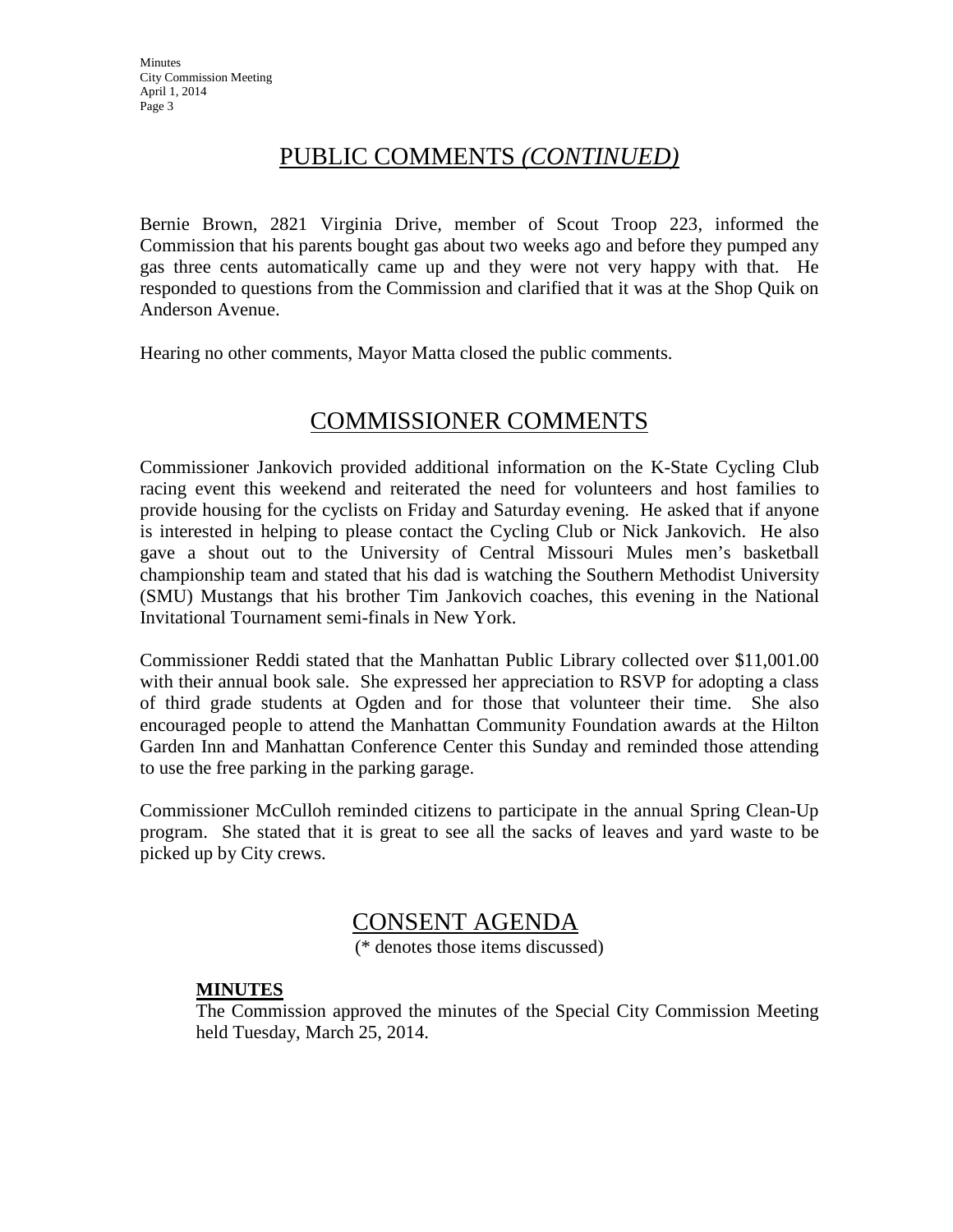## PUBLIC COMMENTS *(CONTINUED)*

Bernie Brown, 2821 Virginia Drive, member of Scout Troop 223, informed the Commission that his parents bought gas about two weeks ago and before they pumped any gas three cents automatically came up and they were not very happy with that. He responded to questions from the Commission and clarified that it was at the Shop Quik on Anderson Avenue.

Hearing no other comments, Mayor Matta closed the public comments.

## COMMISSIONER COMMENTS

Commissioner Jankovich provided additional information on the K-State Cycling Club racing event this weekend and reiterated the need for volunteers and host families to provide housing for the cyclists on Friday and Saturday evening. He asked that if anyone is interested in helping to please contact the Cycling Club or Nick Jankovich. He also gave a shout out to the University of Central Missouri Mules men's basketball championship team and stated that his dad is watching the Southern Methodist University (SMU) Mustangs that his brother Tim Jankovich coaches, this evening in the National Invitational Tournament semi-finals in New York.

Commissioner Reddi stated that the Manhattan Public Library collected over $11,001.00 with their annual book sale. She expressed her appreciation to RSVP for adopting a class of third grade students at Ogden and for those that volunteer their time. She also encouraged people to attend the Manhattan Community Foundation awards at the Hilton Garden Inn and Manhattan Conference Center this Sunday and reminded those attending to use the free parking in the parking garage.

Commissioner McCulloh reminded citizens to participate in the annual Spring Clean-Up program. She stated that it is great to see all the sacks of leaves and yard waste to be picked up by City crews.

## CONSENT AGENDA

(* denotes those items discussed)

**MINUTES**

The Commission approved the minutes of the Special City Commission Meeting held Tuesday, March 25, 2014.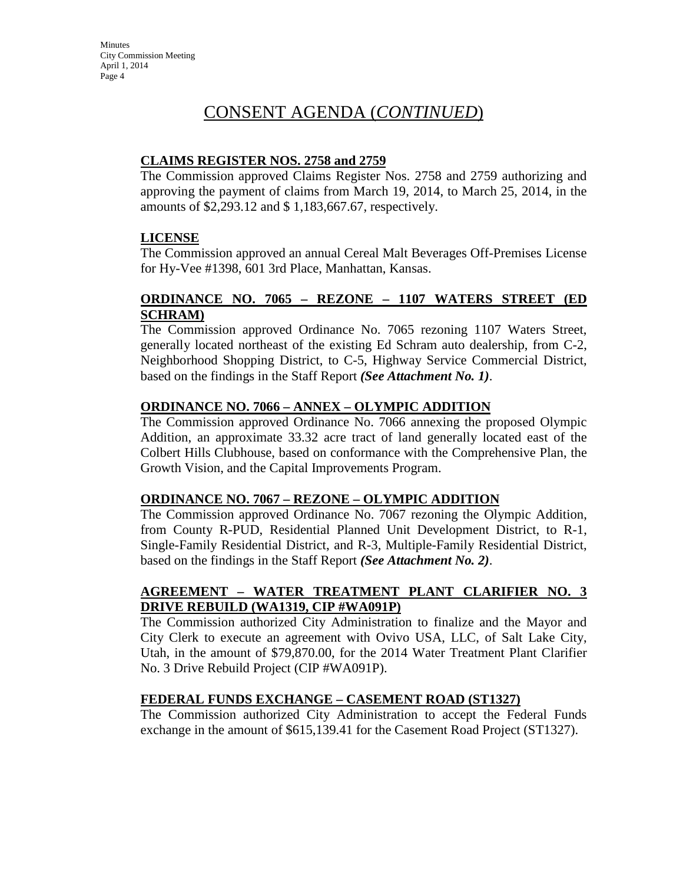# CONSENT AGENDA (*CONTINUED*)

## CLAIMS REGISTER NOS. 2758 and 2759

The Commission approved Claims Register Nos. 2758 and 2759 authorizing and approving the payment of claims from March 19, 2014, to March 25, 2014, in the amounts of $2,293.12 and $ 1,183,667.67, respectively.

## LICENSE

The Commission approved an annual Cereal Malt Beverages Off-Premises License for Hy-Vee #1398, 601 3rd Place, Manhattan, Kansas.

## ORDINANCE NO. 7065 – REZONE – 1107 WATERS STREET (ED SCHRAM)

The Commission approved Ordinance No. 7065 rezoning 1107 Waters Street, generally located northeast of the existing Ed Schram auto dealership, from C-2, Neighborhood Shopping District, to C-5, Highway Service Commercial District, based on the findings in the Staff Report ***(See Attachment No. 1)***.

## ORDINANCE NO. 7066 – ANNEX – OLYMPIC ADDITION

The Commission approved Ordinance No. 7066 annexing the proposed Olympic Addition, an approximate 33.32 acre tract of land generally located east of the Colbert Hills Clubhouse, based on conformance with the Comprehensive Plan, the Growth Vision, and the Capital Improvements Program.

## ORDINANCE NO. 7067 – REZONE – OLYMPIC ADDITION

The Commission approved Ordinance No. 7067 rezoning the Olympic Addition, from County R-PUD, Residential Planned Unit Development District, to R-1, Single-Family Residential District, and R-3, Multiple-Family Residential District, based on the findings in the Staff Report ***(See Attachment No. 2)***.

## AGREEMENT – WATER TREATMENT PLANT CLARIFIER NO. 3 DRIVE REBUILD (WA1319, CIP #WA091P)

The Commission authorized City Administration to finalize and the Mayor and City Clerk to execute an agreement with Ovivo USA, LLC, of Salt Lake City, Utah, in the amount of $79,870.00, for the 2014 Water Treatment Plant Clarifier No. 3 Drive Rebuild Project (CIP #WA091P).

## FEDERAL FUNDS EXCHANGE – CASEMENT ROAD (ST1327)

The Commission authorized City Administration to accept the Federal Funds exchange in the amount of $615,139.41 for the Casement Road Project (ST1327).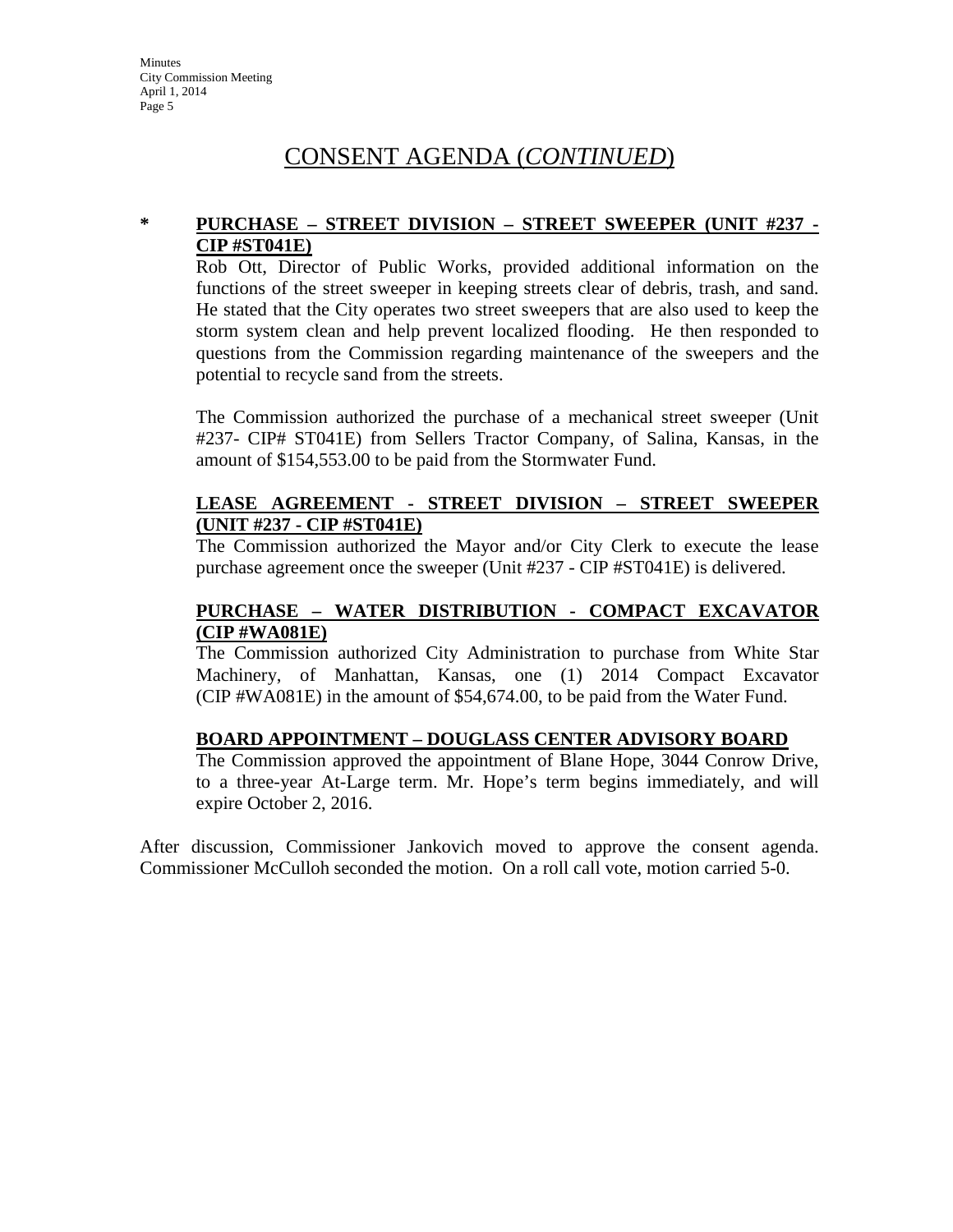# CONSENT AGENDA (*CONTINUED*)

**\* PURCHASE – STREET DIVISION – STREET SWEEPER (UNIT #237 - CIP #ST041E)**

Rob Ott, Director of Public Works, provided additional information on the functions of the street sweeper in keeping streets clear of debris, trash, and sand. He stated that the City operates two street sweepers that are also used to keep the storm system clean and help prevent localized flooding. He then responded to questions from the Commission regarding maintenance of the sweepers and the potential to recycle sand from the streets.

The Commission authorized the purchase of a mechanical street sweeper (Unit #237- CIP# ST041E) from Sellers Tractor Company, of Salina, Kansas, in the amount of $154,553.00 to be paid from the Stormwater Fund.

**LEASE AGREEMENT - STREET DIVISION – STREET SWEEPER (UNIT #237 - CIP #ST041E)**

The Commission authorized the Mayor and/or City Clerk to execute the lease purchase agreement once the sweeper (Unit #237 - CIP #ST041E) is delivered.

**PURCHASE – WATER DISTRIBUTION - COMPACT EXCAVATOR (CIP #WA081E)**

The Commission authorized City Administration to purchase from White Star Machinery, of Manhattan, Kansas, one (1) 2014 Compact Excavator (CIP #WA081E) in the amount of $54,674.00, to be paid from the Water Fund.

**BOARD APPOINTMENT – DOUGLASS CENTER ADVISORY BOARD**

The Commission approved the appointment of Blane Hope, 3044 Conrow Drive, to a three-year At-Large term. Mr. Hope's term begins immediately, and will expire October 2, 2016.

After discussion, Commissioner Jankovich moved to approve the consent agenda. Commissioner McCulloh seconded the motion. On a roll call vote, motion carried 5-0.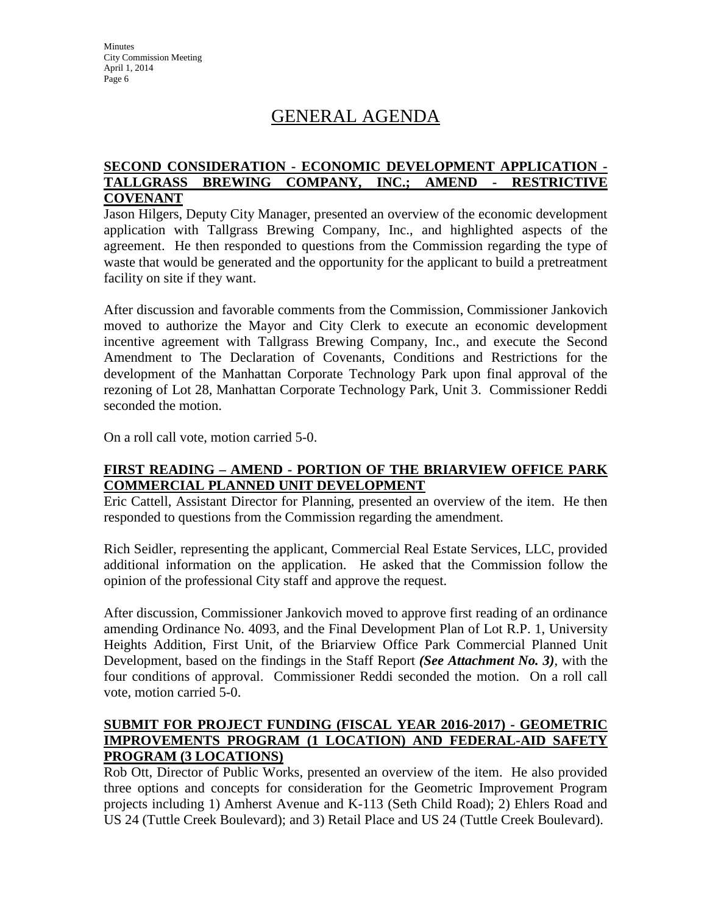# GENERAL AGENDA

**SECOND CONSIDERATION - ECONOMIC DEVELOPMENT APPLICATION - TALLGRASS BREWING COMPANY, INC.; AMEND - RESTRICTIVE COVENANT**

Jason Hilgers, Deputy City Manager, presented an overview of the economic development application with Tallgrass Brewing Company, Inc., and highlighted aspects of the agreement. He then responded to questions from the Commission regarding the type of waste that would be generated and the opportunity for the applicant to build a pretreatment facility on site if they want.

After discussion and favorable comments from the Commission, Commissioner Jankovich moved to authorize the Mayor and City Clerk to execute an economic development incentive agreement with Tallgrass Brewing Company, Inc., and execute the Second Amendment to The Declaration of Covenants, Conditions and Restrictions for the development of the Manhattan Corporate Technology Park upon final approval of the rezoning of Lot 28, Manhattan Corporate Technology Park, Unit 3. Commissioner Reddi seconded the motion.

On a roll call vote, motion carried 5-0.

**FIRST READING – AMEND - PORTION OF THE BRIARVIEW OFFICE PARK COMMERCIAL PLANNED UNIT DEVELOPMENT**

Eric Cattell, Assistant Director for Planning, presented an overview of the item. He then responded to questions from the Commission regarding the amendment.

Rich Seidler, representing the applicant, Commercial Real Estate Services, LLC, provided additional information on the application. He asked that the Commission follow the opinion of the professional City staff and approve the request.

After discussion, Commissioner Jankovich moved to approve first reading of an ordinance amending Ordinance No. 4093, and the Final Development Plan of Lot R.P. 1, University Heights Addition, First Unit, of the Briarview Office Park Commercial Planned Unit Development, based on the findings in the Staff Report ***(See Attachment No. 3)***, with the four conditions of approval. Commissioner Reddi seconded the motion. On a roll call vote, motion carried 5-0.

**SUBMIT FOR PROJECT FUNDING (FISCAL YEAR 2016-2017) - GEOMETRIC IMPROVEMENTS PROGRAM (1 LOCATION) AND FEDERAL-AID SAFETY PROGRAM (3 LOCATIONS)**

Rob Ott, Director of Public Works, presented an overview of the item. He also provided three options and concepts for consideration for the Geometric Improvement Program projects including 1) Amherst Avenue and K-113 (Seth Child Road); 2) Ehlers Road and US 24 (Tuttle Creek Boulevard); and 3) Retail Place and US 24 (Tuttle Creek Boulevard).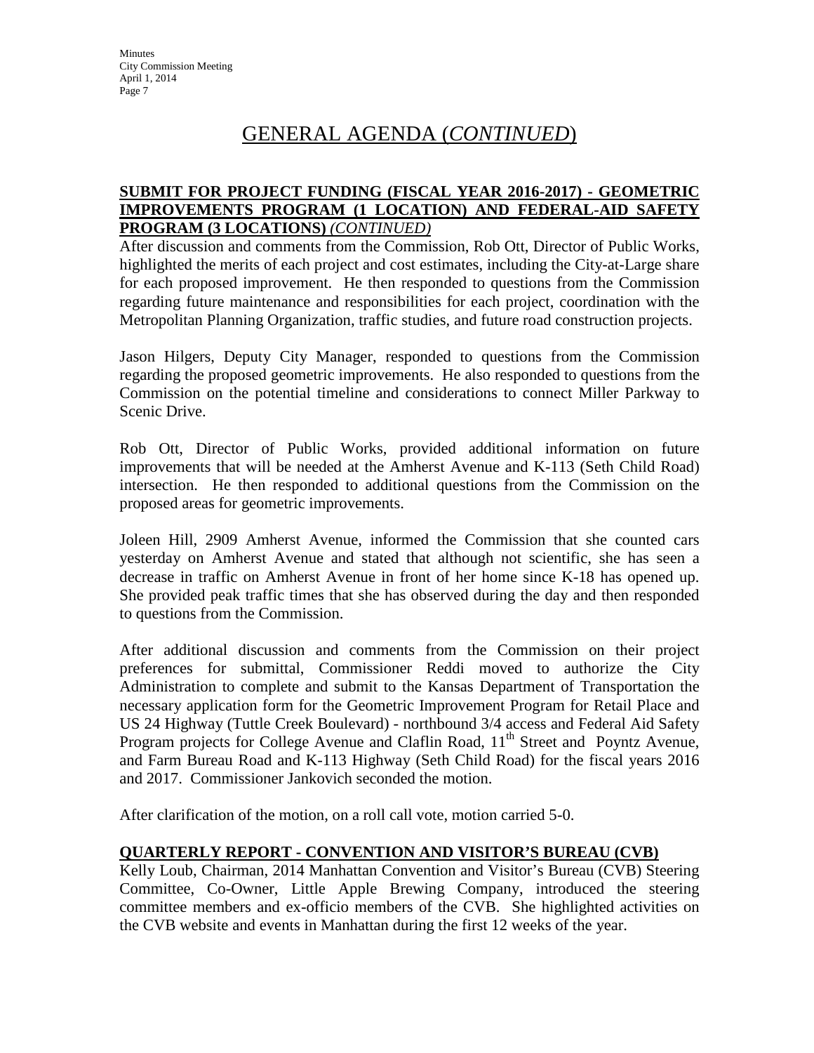# GENERAL AGENDA (*CONTINUED*)

**SUBMIT FOR PROJECT FUNDING (FISCAL YEAR 2016-2017) - GEOMETRIC IMPROVEMENTS PROGRAM (1 LOCATION) AND FEDERAL-AID SAFETY PROGRAM (3 LOCATIONS)** ***(CONTINUED)***

After discussion and comments from the Commission, Rob Ott, Director of Public Works, highlighted the merits of each project and cost estimates, including the City-at-Large share for each proposed improvement. He then responded to questions from the Commission regarding future maintenance and responsibilities for each project, coordination with the Metropolitan Planning Organization, traffic studies, and future road construction projects.

Jason Hilgers, Deputy City Manager, responded to questions from the Commission regarding the proposed geometric improvements. He also responded to questions from the Commission on the potential timeline and considerations to connect Miller Parkway to Scenic Drive.

Rob Ott, Director of Public Works, provided additional information on future improvements that will be needed at the Amherst Avenue and K-113 (Seth Child Road) intersection. He then responded to additional questions from the Commission on the proposed areas for geometric improvements.

Joleen Hill, 2909 Amherst Avenue, informed the Commission that she counted cars yesterday on Amherst Avenue and stated that although not scientific, she has seen a decrease in traffic on Amherst Avenue in front of her home since K-18 has opened up. She provided peak traffic times that she has observed during the day and then responded to questions from the Commission.

After additional discussion and comments from the Commission on their project preferences for submittal, Commissioner Reddi moved to authorize the City Administration to complete and submit to the Kansas Department of Transportation the necessary application form for the Geometric Improvement Program for Retail Place and US 24 Highway (Tuttle Creek Boulevard) - northbound 3/4 access and Federal Aid Safety Program projects for College Avenue and Claflin Road, 11th Street and Poyntz Avenue, and Farm Bureau Road and K-113 Highway (Seth Child Road) for the fiscal years 2016 and 2017. Commissioner Jankovich seconded the motion.

After clarification of the motion, on a roll call vote, motion carried 5-0.

**QUARTERLY REPORT - CONVENTION AND VISITOR'S BUREAU (CVB)**

Kelly Loub, Chairman, 2014 Manhattan Convention and Visitor's Bureau (CVB) Steering Committee, Co-Owner, Little Apple Brewing Company, introduced the steering committee members and ex-officio members of the CVB. She highlighted activities on the CVB website and events in Manhattan during the first 12 weeks of the year.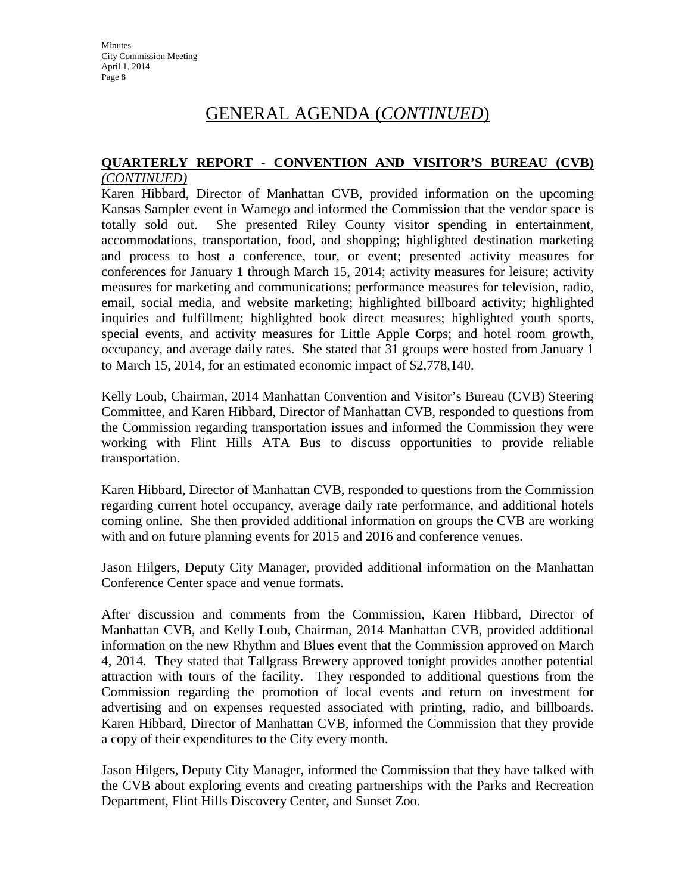# GENERAL AGENDA (*CONTINUED*)

**QUARTERLY REPORT - CONVENTION AND VISITOR'S BUREAU (CVB)** *(CONTINUED)*

Karen Hibbard, Director of Manhattan CVB, provided information on the upcoming Kansas Sampler event in Wamego and informed the Commission that the vendor space is totally sold out. She presented Riley County visitor spending in entertainment, accommodations, transportation, food, and shopping; highlighted destination marketing and process to host a conference, tour, or event; presented activity measures for conferences for January 1 through March 15, 2014; activity measures for leisure; activity measures for marketing and communications; performance measures for television, radio, email, social media, and website marketing; highlighted billboard activity; highlighted inquiries and fulfillment; highlighted book direct measures; highlighted youth sports, special events, and activity measures for Little Apple Corps; and hotel room growth, occupancy, and average daily rates. She stated that 31 groups were hosted from January 1 to March 15, 2014, for an estimated economic impact of $2,778,140.

Kelly Loub, Chairman, 2014 Manhattan Convention and Visitor's Bureau (CVB) Steering Committee, and Karen Hibbard, Director of Manhattan CVB, responded to questions from the Commission regarding transportation issues and informed the Commission they were working with Flint Hills ATA Bus to discuss opportunities to provide reliable transportation.

Karen Hibbard, Director of Manhattan CVB, responded to questions from the Commission regarding current hotel occupancy, average daily rate performance, and additional hotels coming online. She then provided additional information on groups the CVB are working with and on future planning events for 2015 and 2016 and conference venues.

Jason Hilgers, Deputy City Manager, provided additional information on the Manhattan Conference Center space and venue formats.

After discussion and comments from the Commission, Karen Hibbard, Director of Manhattan CVB, and Kelly Loub, Chairman, 2014 Manhattan CVB, provided additional information on the new Rhythm and Blues event that the Commission approved on March 4, 2014. They stated that Tallgrass Brewery approved tonight provides another potential attraction with tours of the facility. They responded to additional questions from the Commission regarding the promotion of local events and return on investment for advertising and on expenses requested associated with printing, radio, and billboards. Karen Hibbard, Director of Manhattan CVB, informed the Commission that they provide a copy of their expenditures to the City every month.

Jason Hilgers, Deputy City Manager, informed the Commission that they have talked with the CVB about exploring events and creating partnerships with the Parks and Recreation Department, Flint Hills Discovery Center, and Sunset Zoo.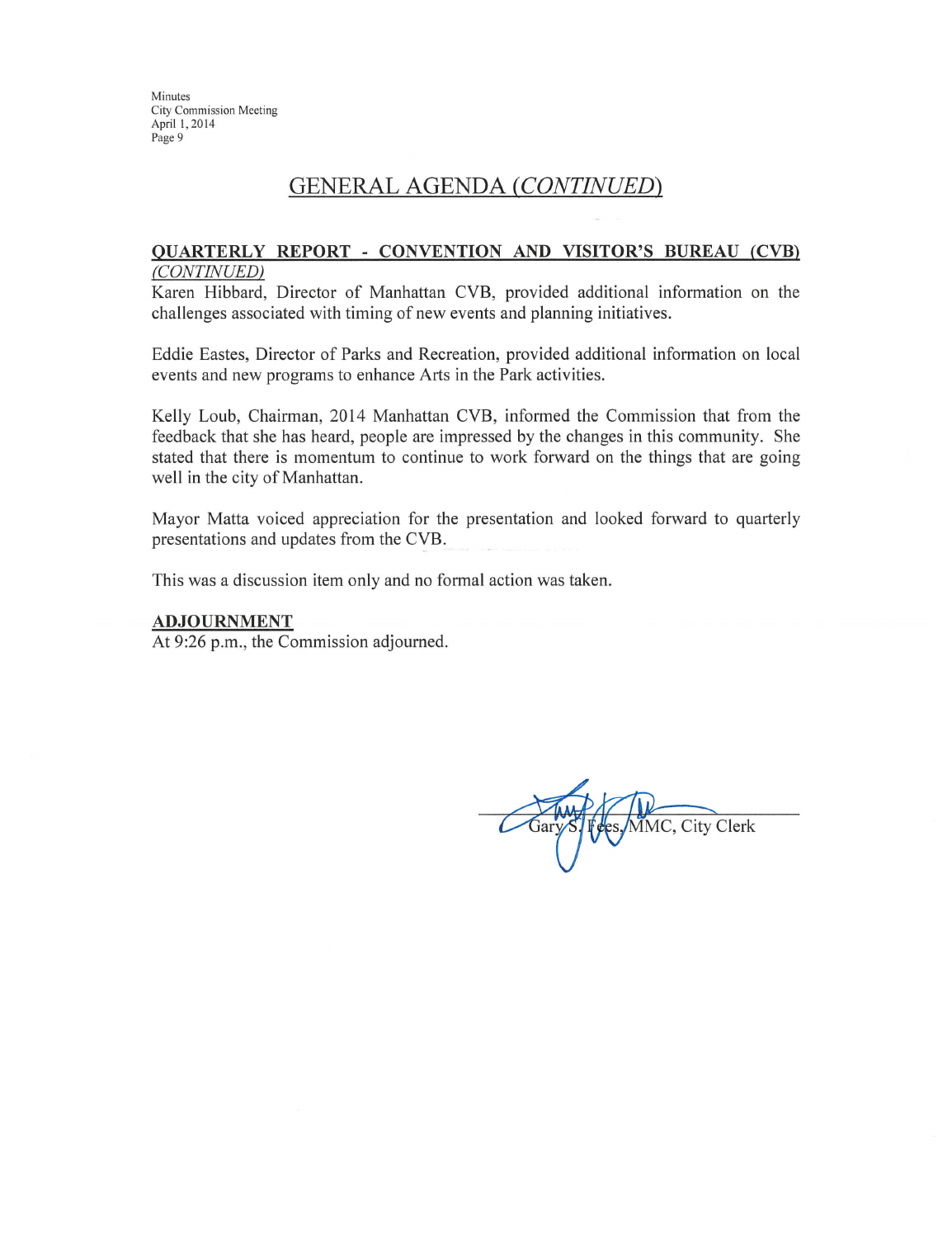## GENERAL AGENDA *(CONTINUED)*

**QUARTERLY REPORT - CONVENTION AND VISITOR'S BUREAU (CVB)** *(CONTINUED)*

Karen Hibbard, Director of Manhattan CVB, provided additional information on the challenges associated with timing of new events and planning initiatives.

Eddie Eastes, Director of Parks and Recreation, provided additional information on local events and new programs to enhance Arts in the Park activities.

Kelly Loub, Chairman, 2014 Manhattan CVB, informed the Commission that from the feedback that she has heard, people are impressed by the changes in this community. She stated that there is momentum to continue to work forward on the things that are going well in the city of Manhattan.

Mayor Matta voiced appreciation for the presentation and looked forward to quarterly presentations and updates from the CVB.

This was a discussion item only and no formal action was taken.

**ADJOURNMENT**

At 9:26 p.m., the Commission adjourned.

Gary S. Fees, MMC, City Clerk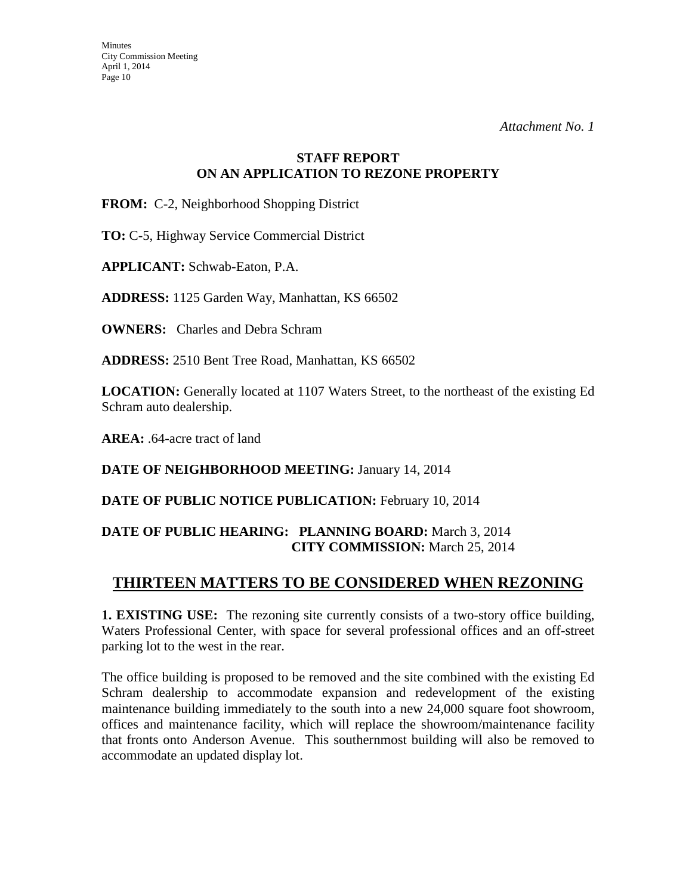*Attachment No. 1*

**STAFF REPORT**
**ON AN APPLICATION TO REZONE PROPERTY**

**FROM:** C-2, Neighborhood Shopping District

**TO:** C-5, Highway Service Commercial District

**APPLICANT:** Schwab-Eaton, P.A.

**ADDRESS:** 1125 Garden Way, Manhattan, KS 66502

**OWNERS:** Charles and Debra Schram

**ADDRESS:** 2510 Bent Tree Road, Manhattan, KS 66502

**LOCATION:** Generally located at 1107 Waters Street, to the northeast of the existing Ed Schram auto dealership.

**AREA:** .64-acre tract of land

**DATE OF NEIGHBORHOOD MEETING:** January 14, 2014

**DATE OF PUBLIC NOTICE PUBLICATION:** February 10, 2014

**DATE OF PUBLIC HEARING: PLANNING BOARD:** March 3, 2014
**CITY COMMISSION:** March 25, 2014

## THIRTEEN MATTERS TO BE CONSIDERED WHEN REZONING

**1. EXISTING USE:** The rezoning site currently consists of a two-story office building, Waters Professional Center, with space for several professional offices and an off-street parking lot to the west in the rear.

The office building is proposed to be removed and the site combined with the existing Ed Schram dealership to accommodate expansion and redevelopment of the existing maintenance building immediately to the south into a new 24,000 square foot showroom, offices and maintenance facility, which will replace the showroom/maintenance facility that fronts onto Anderson Avenue. This southernmost building will also be removed to accommodate an updated display lot.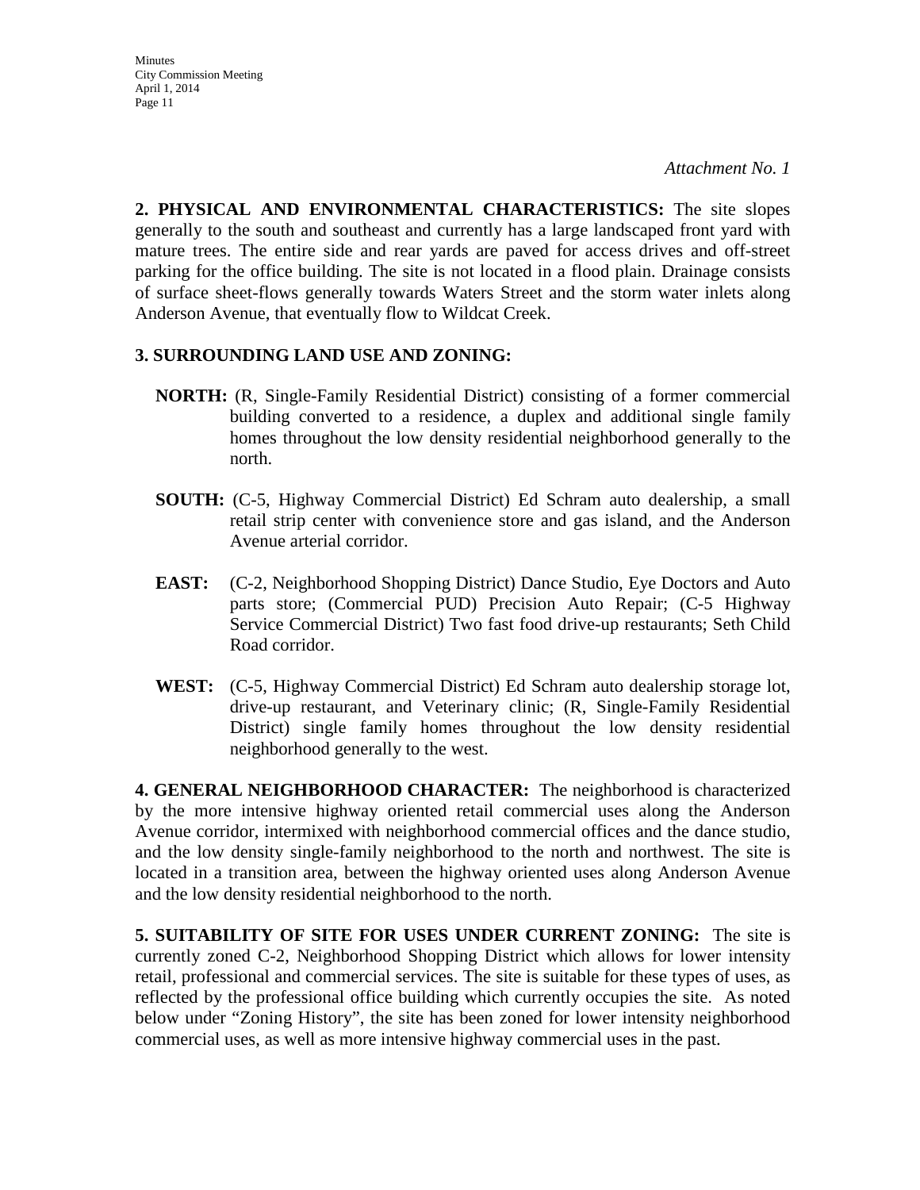*Attachment No. 1*

**2. PHYSICAL AND ENVIRONMENTAL CHARACTERISTICS:** The site slopes generally to the south and southeast and currently has a large landscaped front yard with mature trees. The entire side and rear yards are paved for access drives and off-street parking for the office building. The site is not located in a flood plain. Drainage consists of surface sheet-flows generally towards Waters Street and the storm water inlets along Anderson Avenue, that eventually flow to Wildcat Creek.

**3. SURROUNDING LAND USE AND ZONING:**

**NORTH:** (R, Single-Family Residential District) consisting of a former commercial building converted to a residence, a duplex and additional single family homes throughout the low density residential neighborhood generally to the north.

**SOUTH:** (C-5, Highway Commercial District) Ed Schram auto dealership, a small retail strip center with convenience store and gas island, and the Anderson Avenue arterial corridor.

**EAST:** (C-2, Neighborhood Shopping District) Dance Studio, Eye Doctors and Auto parts store; (Commercial PUD) Precision Auto Repair; (C-5 Highway Service Commercial District) Two fast food drive-up restaurants; Seth Child Road corridor.

**WEST:** (C-5, Highway Commercial District) Ed Schram auto dealership storage lot, drive-up restaurant, and Veterinary clinic; (R, Single-Family Residential District) single family homes throughout the low density residential neighborhood generally to the west.

**4. GENERAL NEIGHBORHOOD CHARACTER:** The neighborhood is characterized by the more intensive highway oriented retail commercial uses along the Anderson Avenue corridor, intermixed with neighborhood commercial offices and the dance studio, and the low density single-family neighborhood to the north and northwest. The site is located in a transition area, between the highway oriented uses along Anderson Avenue and the low density residential neighborhood to the north.

**5. SUITABILITY OF SITE FOR USES UNDER CURRENT ZONING:** The site is currently zoned C-2, Neighborhood Shopping District which allows for lower intensity retail, professional and commercial services. The site is suitable for these types of uses, as reflected by the professional office building which currently occupies the site. As noted below under "Zoning History", the site has been zoned for lower intensity neighborhood commercial uses, as well as more intensive highway commercial uses in the past.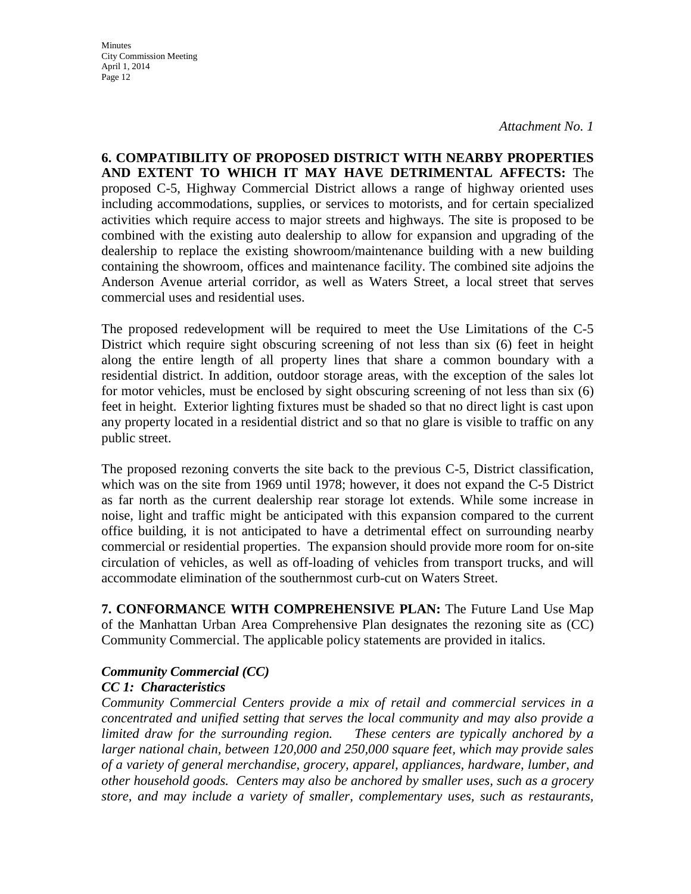*Attachment No. 1*

**6. COMPATIBILITY OF PROPOSED DISTRICT WITH NEARBY PROPERTIES AND EXTENT TO WHICH IT MAY HAVE DETRIMENTAL AFFECTS:** The proposed C-5, Highway Commercial District allows a range of highway oriented uses including accommodations, supplies, or services to motorists, and for certain specialized activities which require access to major streets and highways. The site is proposed to be combined with the existing auto dealership to allow for expansion and upgrading of the dealership to replace the existing showroom/maintenance building with a new building containing the showroom, offices and maintenance facility. The combined site adjoins the Anderson Avenue arterial corridor, as well as Waters Street, a local street that serves commercial uses and residential uses.

The proposed redevelopment will be required to meet the Use Limitations of the C-5 District which require sight obscuring screening of not less than six (6) feet in height along the entire length of all property lines that share a common boundary with a residential district. In addition, outdoor storage areas, with the exception of the sales lot for motor vehicles, must be enclosed by sight obscuring screening of not less than six (6) feet in height. Exterior lighting fixtures must be shaded so that no direct light is cast upon any property located in a residential district and so that no glare is visible to traffic on any public street.

The proposed rezoning converts the site back to the previous C-5, District classification, which was on the site from 1969 until 1978; however, it does not expand the C-5 District as far north as the current dealership rear storage lot extends. While some increase in noise, light and traffic might be anticipated with this expansion compared to the current office building, it is not anticipated to have a detrimental effect on surrounding nearby commercial or residential properties. The expansion should provide more room for on-site circulation of vehicles, as well as off-loading of vehicles from transport trucks, and will accommodate elimination of the southernmost curb-cut on Waters Street.

**7. CONFORMANCE WITH COMPREHENSIVE PLAN:** The Future Land Use Map of the Manhattan Urban Area Comprehensive Plan designates the rezoning site as (CC) Community Commercial. The applicable policy statements are provided in italics.

***Community Commercial (CC)***

***CC 1: Characteristics***

*Community Commercial Centers provide a mix of retail and commercial services in a concentrated and unified setting that serves the local community and may also provide a limited draw for the surrounding region. These centers are typically anchored by a larger national chain, between 120,000 and 250,000 square feet, which may provide sales of a variety of general merchandise, grocery, apparel, appliances, hardware, lumber, and other household goods. Centers may also be anchored by smaller uses, such as a grocery store, and may include a variety of smaller, complementary uses, such as restaurants,*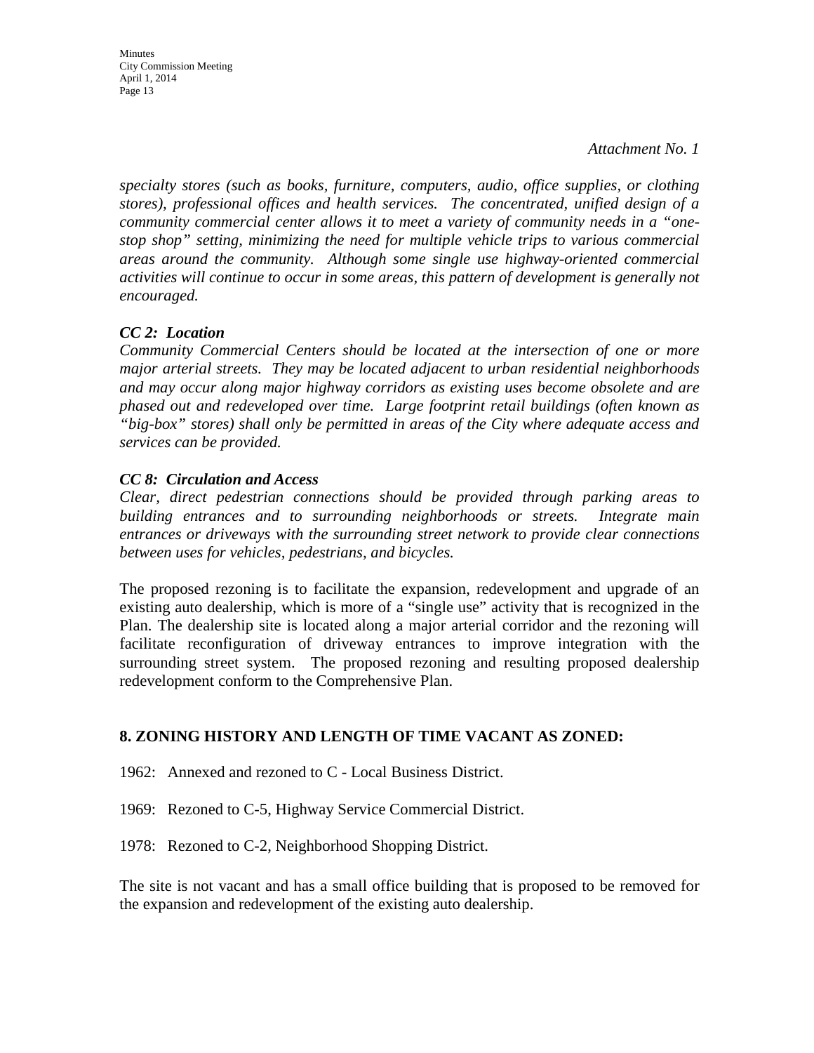*Attachment No. 1*

*specialty stores (such as books, furniture, computers, audio, office supplies, or clothing stores), professional offices and health services. The concentrated, unified design of a community commercial center allows it to meet a variety of community needs in a "one-stop shop" setting, minimizing the need for multiple vehicle trips to various commercial areas around the community. Although some single use highway-oriented commercial activities will continue to occur in some areas, this pattern of development is generally not encouraged.*

***CC 2: Location***
*Community Commercial Centers should be located at the intersection of one or more major arterial streets. They may be located adjacent to urban residential neighborhoods and may occur along major highway corridors as existing uses become obsolete and are phased out and redeveloped over time. Large footprint retail buildings (often known as "big-box" stores) shall only be permitted in areas of the City where adequate access and services can be provided.*

***CC 8: Circulation and Access***
*Clear, direct pedestrian connections should be provided through parking areas to building entrances and to surrounding neighborhoods or streets. Integrate main entrances or driveways with the surrounding street network to provide clear connections between uses for vehicles, pedestrians, and bicycles.*

The proposed rezoning is to facilitate the expansion, redevelopment and upgrade of an existing auto dealership, which is more of a "single use" activity that is recognized in the Plan. The dealership site is located along a major arterial corridor and the rezoning will facilitate reconfiguration of driveway entrances to improve integration with the surrounding street system. The proposed rezoning and resulting proposed dealership redevelopment conform to the Comprehensive Plan.

## 8. ZONING HISTORY AND LENGTH OF TIME VACANT AS ZONED:

1962: Annexed and rezoned to C - Local Business District.

1969: Rezoned to C-5, Highway Service Commercial District.

1978: Rezoned to C-2, Neighborhood Shopping District.

The site is not vacant and has a small office building that is proposed to be removed for the expansion and redevelopment of the existing auto dealership.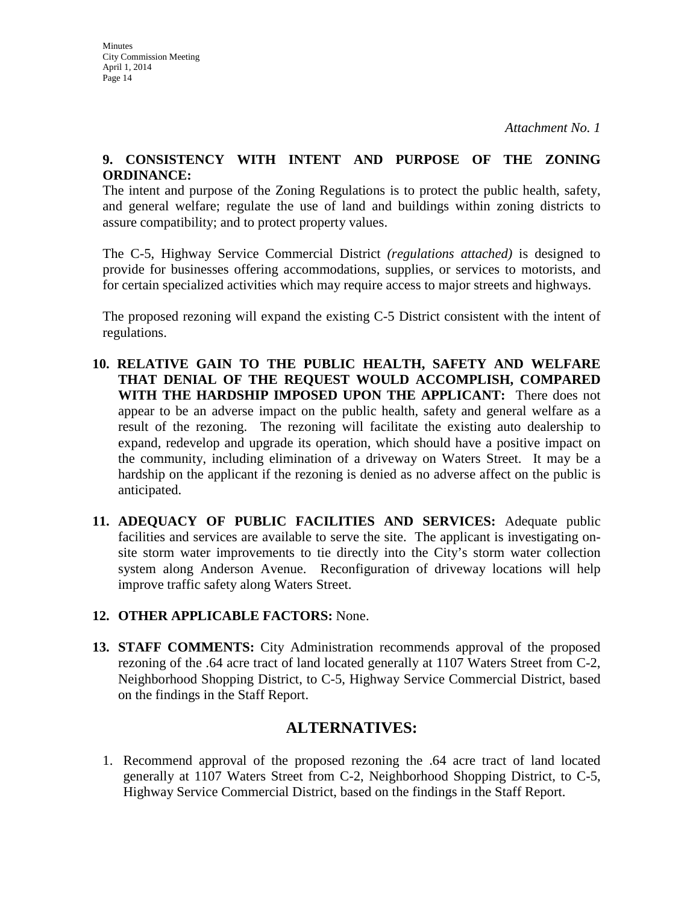*Attachment No. 1*

**9. CONSISTENCY WITH INTENT AND PURPOSE OF THE ZONING ORDINANCE:**
The intent and purpose of the Zoning Regulations is to protect the public health, safety, and general welfare; regulate the use of land and buildings within zoning districts to assure compatibility; and to protect property values.

The C-5, Highway Service Commercial District *(regulations attached)* is designed to provide for businesses offering accommodations, supplies, or services to motorists, and for certain specialized activities which may require access to major streets and highways.

The proposed rezoning will expand the existing C-5 District consistent with the intent of regulations.

10. **RELATIVE GAIN TO THE PUBLIC HEALTH, SAFETY AND WELFARE THAT DENIAL OF THE REQUEST WOULD ACCOMPLISH, COMPARED WITH THE HARDSHIP IMPOSED UPON THE APPLICANT:** There does not appear to be an adverse impact on the public health, safety and general welfare as a result of the rezoning. The rezoning will facilitate the existing auto dealership to expand, redevelop and upgrade its operation, which should have a positive impact on the community, including elimination of a driveway on Waters Street. It may be a hardship on the applicant if the rezoning is denied as no adverse affect on the public is anticipated.

11. **ADEQUACY OF PUBLIC FACILITIES AND SERVICES:** Adequate public facilities and services are available to serve the site. The applicant is investigating on-site storm water improvements to tie directly into the City's storm water collection system along Anderson Avenue. Reconfiguration of driveway locations will help improve traffic safety along Waters Street.

12. **OTHER APPLICABLE FACTORS:** None.

13. **STAFF COMMENTS:** City Administration recommends approval of the proposed rezoning of the .64 acre tract of land located generally at 1107 Waters Street from C-2, Neighborhood Shopping District, to C-5, Highway Service Commercial District, based on the findings in the Staff Report.

## ALTERNATIVES:

1. Recommend approval of the proposed rezoning the .64 acre tract of land located generally at 1107 Waters Street from C-2, Neighborhood Shopping District, to C-5, Highway Service Commercial District, based on the findings in the Staff Report.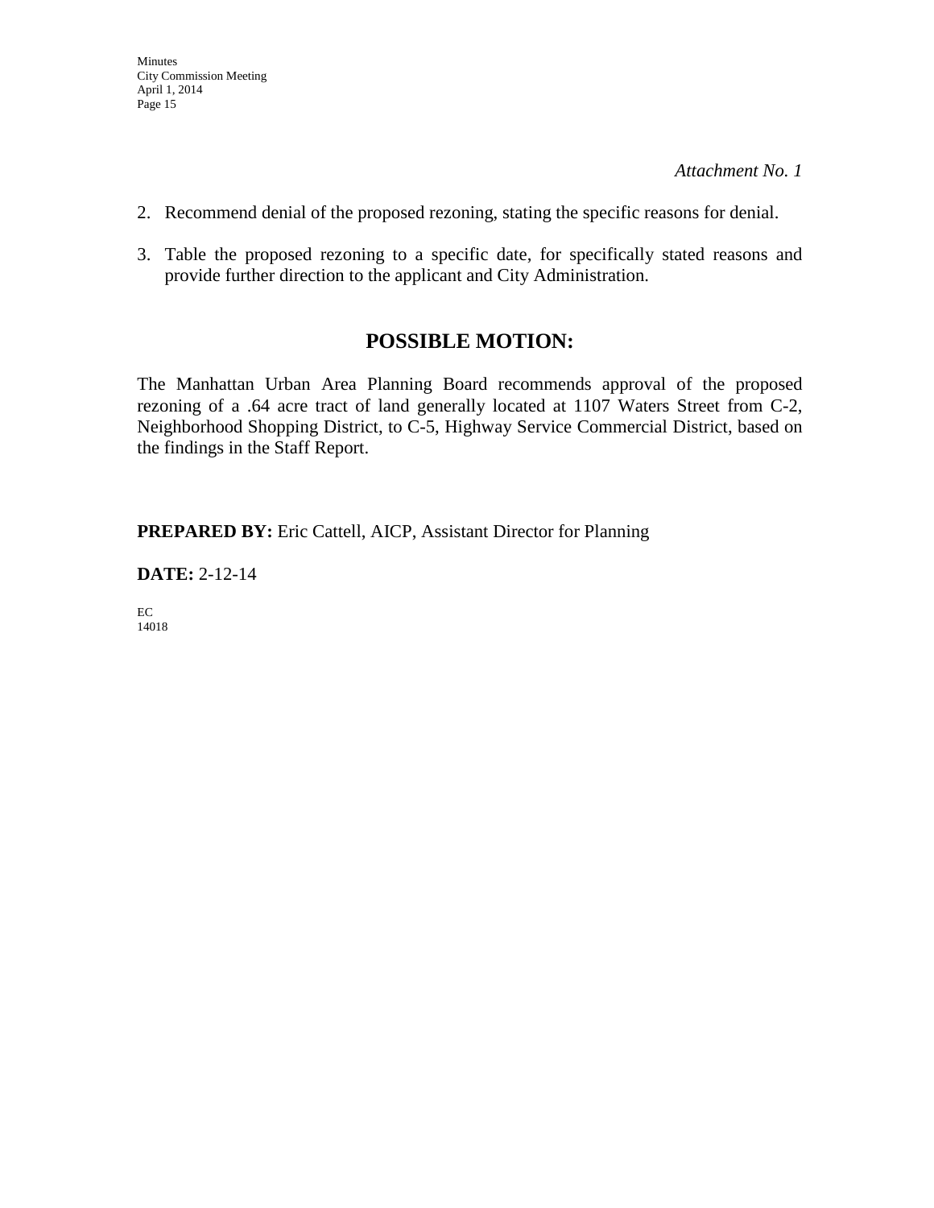*Attachment No. 1*

2. Recommend denial of the proposed rezoning, stating the specific reasons for denial.

3. Table the proposed rezoning to a specific date, for specifically stated reasons and provide further direction to the applicant and City Administration.

## POSSIBLE MOTION:

The Manhattan Urban Area Planning Board recommends approval of the proposed rezoning of a .64 acre tract of land generally located at 1107 Waters Street from C-2, Neighborhood Shopping District, to C-5, Highway Service Commercial District, based on the findings in the Staff Report.

**PREPARED BY:** Eric Cattell, AICP, Assistant Director for Planning

**DATE:** 2-12-14

EC
14018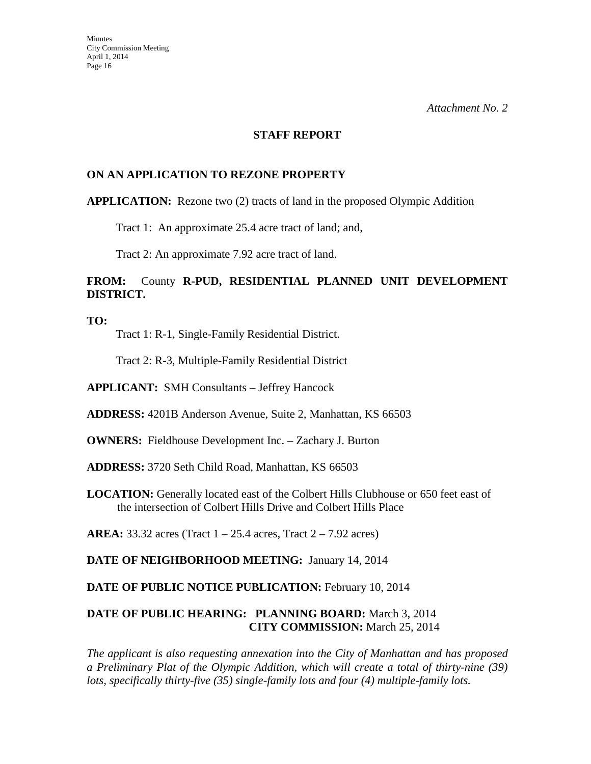*Attachment No. 2*

## STAFF REPORT

### ON AN APPLICATION TO REZONE PROPERTY

**APPLICATION:** Rezone two (2) tracts of land in the proposed Olympic Addition

Tract 1: An approximate 25.4 acre tract of land; and,

Tract 2: An approximate 7.92 acre tract of land.

**FROM:** County **R-PUD, RESIDENTIAL PLANNED UNIT DEVELOPMENT DISTRICT.**

**TO:**

Tract 1: R-1, Single-Family Residential District.

Tract 2: R-3, Multiple-Family Residential District

**APPLICANT:** SMH Consultants – Jeffrey Hancock

**ADDRESS:** 4201B Anderson Avenue, Suite 2, Manhattan, KS 66503

**OWNERS:** Fieldhouse Development Inc. – Zachary J. Burton

**ADDRESS:** 3720 Seth Child Road, Manhattan, KS 66503

**LOCATION:** Generally located east of the Colbert Hills Clubhouse or 650 feet east of the intersection of Colbert Hills Drive and Colbert Hills Place

**AREA:** 33.32 acres (Tract 1 – 25.4 acres, Tract 2 – 7.92 acres)

**DATE OF NEIGHBORHOOD MEETING:** January 14, 2014

**DATE OF PUBLIC NOTICE PUBLICATION:** February 10, 2014

**DATE OF PUBLIC HEARING: PLANNING BOARD:** March 3, 2014
**CITY COMMISSION:** March 25, 2014

*The applicant is also requesting annexation into the City of Manhattan and has proposed a Preliminary Plat of the Olympic Addition, which will create a total of thirty-nine (39) lots, specifically thirty-five (35) single-family lots and four (4) multiple-family lots.*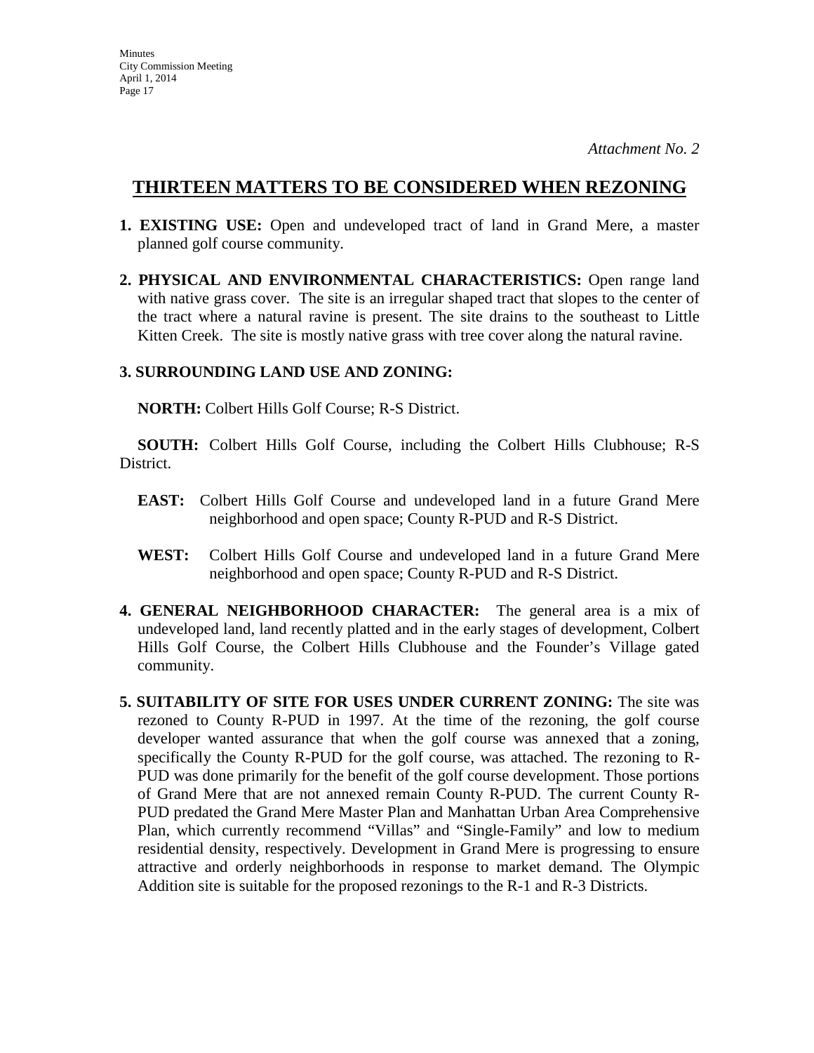*Attachment No. 2*

## THIRTEEN MATTERS TO BE CONSIDERED WHEN REZONING

**1. EXISTING USE:** Open and undeveloped tract of land in Grand Mere, a master planned golf course community.

**2. PHYSICAL AND ENVIRONMENTAL CHARACTERISTICS:** Open range land with native grass cover. The site is an irregular shaped tract that slopes to the center of the tract where a natural ravine is present. The site drains to the southeast to Little Kitten Creek. The site is mostly native grass with tree cover along the natural ravine.

**3. SURROUNDING LAND USE AND ZONING:**

**NORTH:** Colbert Hills Golf Course; R-S District.

**SOUTH:** Colbert Hills Golf Course, including the Colbert Hills Clubhouse; R-S District.

**EAST:** Colbert Hills Golf Course and undeveloped land in a future Grand Mere neighborhood and open space; County R-PUD and R-S District.

**WEST:** Colbert Hills Golf Course and undeveloped land in a future Grand Mere neighborhood and open space; County R-PUD and R-S District.

**4. GENERAL NEIGHBORHOOD CHARACTER:** The general area is a mix of undeveloped land, land recently platted and in the early stages of development, Colbert Hills Golf Course, the Colbert Hills Clubhouse and the Founder's Village gated community.

**5. SUITABILITY OF SITE FOR USES UNDER CURRENT ZONING:** The site was rezoned to County R-PUD in 1997. At the time of the rezoning, the golf course developer wanted assurance that when the golf course was annexed that a zoning, specifically the County R-PUD for the golf course, was attached. The rezoning to R-PUD was done primarily for the benefit of the golf course development. Those portions of Grand Mere that are not annexed remain County R-PUD. The current County R-PUD predated the Grand Mere Master Plan and Manhattan Urban Area Comprehensive Plan, which currently recommend "Villas" and "Single-Family" and low to medium residential density, respectively. Development in Grand Mere is progressing to ensure attractive and orderly neighborhoods in response to market demand. The Olympic Addition site is suitable for the proposed rezonings to the R-1 and R-3 Districts.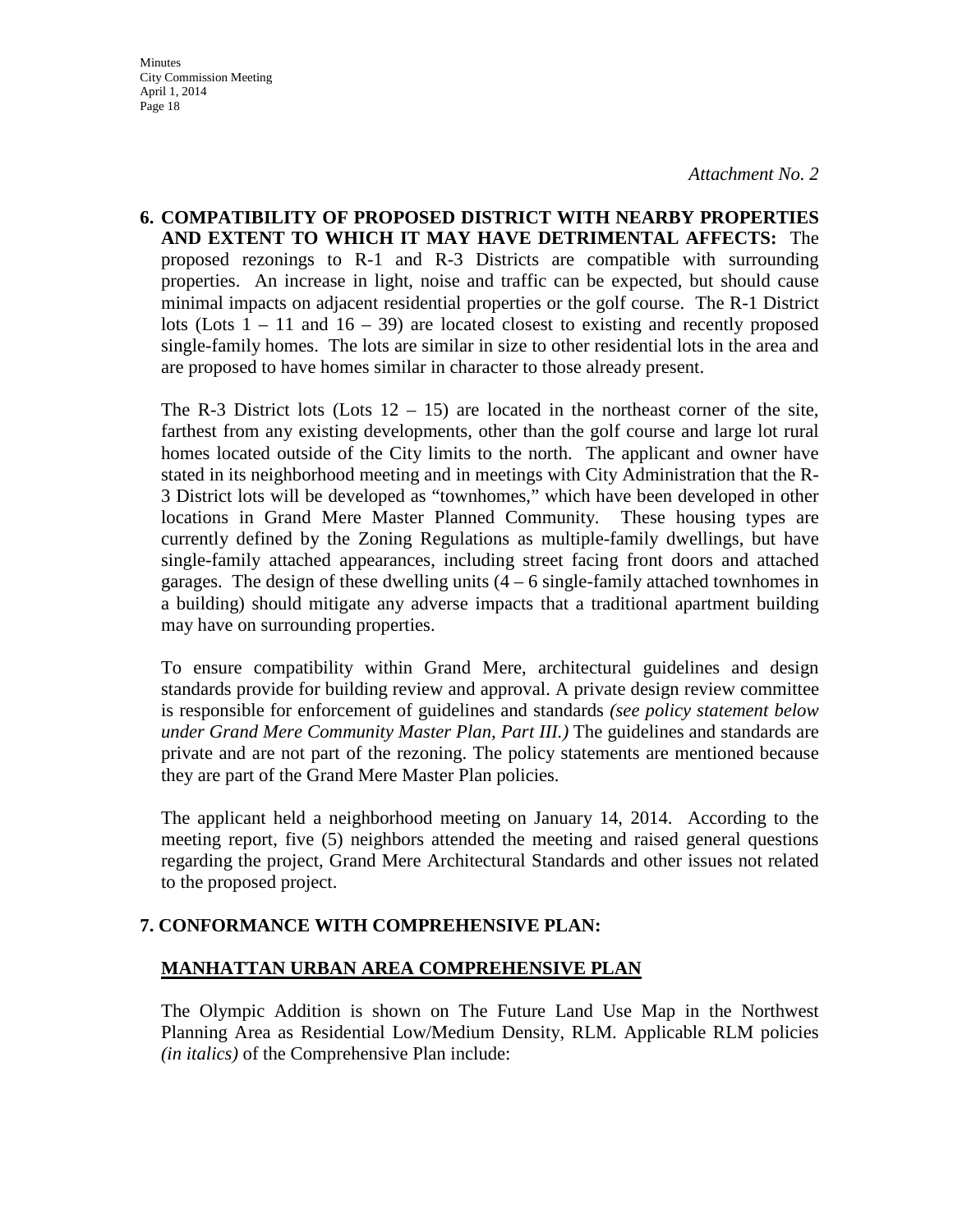*Attachment No. 2*

**6. COMPATIBILITY OF PROPOSED DISTRICT WITH NEARBY PROPERTIES AND EXTENT TO WHICH IT MAY HAVE DETRIMENTAL AFFECTS:** The proposed rezonings to R-1 and R-3 Districts are compatible with surrounding properties. An increase in light, noise and traffic can be expected, but should cause minimal impacts on adjacent residential properties or the golf course. The R-1 District lots (Lots 1 – 11 and 16 – 39) are located closest to existing and recently proposed single-family homes. The lots are similar in size to other residential lots in the area and are proposed to have homes similar in character to those already present.

The R-3 District lots (Lots 12 – 15) are located in the northeast corner of the site, farthest from any existing developments, other than the golf course and large lot rural homes located outside of the City limits to the north. The applicant and owner have stated in its neighborhood meeting and in meetings with City Administration that the R-3 District lots will be developed as "townhomes," which have been developed in other locations in Grand Mere Master Planned Community. These housing types are currently defined by the Zoning Regulations as multiple-family dwellings, but have single-family attached appearances, including street facing front doors and attached garages. The design of these dwelling units (4 – 6 single-family attached townhomes in a building) should mitigate any adverse impacts that a traditional apartment building may have on surrounding properties.

To ensure compatibility within Grand Mere, architectural guidelines and design standards provide for building review and approval. A private design review committee is responsible for enforcement of guidelines and standards *(see policy statement below under Grand Mere Community Master Plan, Part III.)* The guidelines and standards are private and are not part of the rezoning. The policy statements are mentioned because they are part of the Grand Mere Master Plan policies.

The applicant held a neighborhood meeting on January 14, 2014. According to the meeting report, five (5) neighbors attended the meeting and raised general questions regarding the project, Grand Mere Architectural Standards and other issues not related to the proposed project.

**7. CONFORMANCE WITH COMPREHENSIVE PLAN:**

**MANHATTAN URBAN AREA COMPREHENSIVE PLAN**

The Olympic Addition is shown on The Future Land Use Map in the Northwest Planning Area as Residential Low/Medium Density, RLM. Applicable RLM policies *(in italics)* of the Comprehensive Plan include: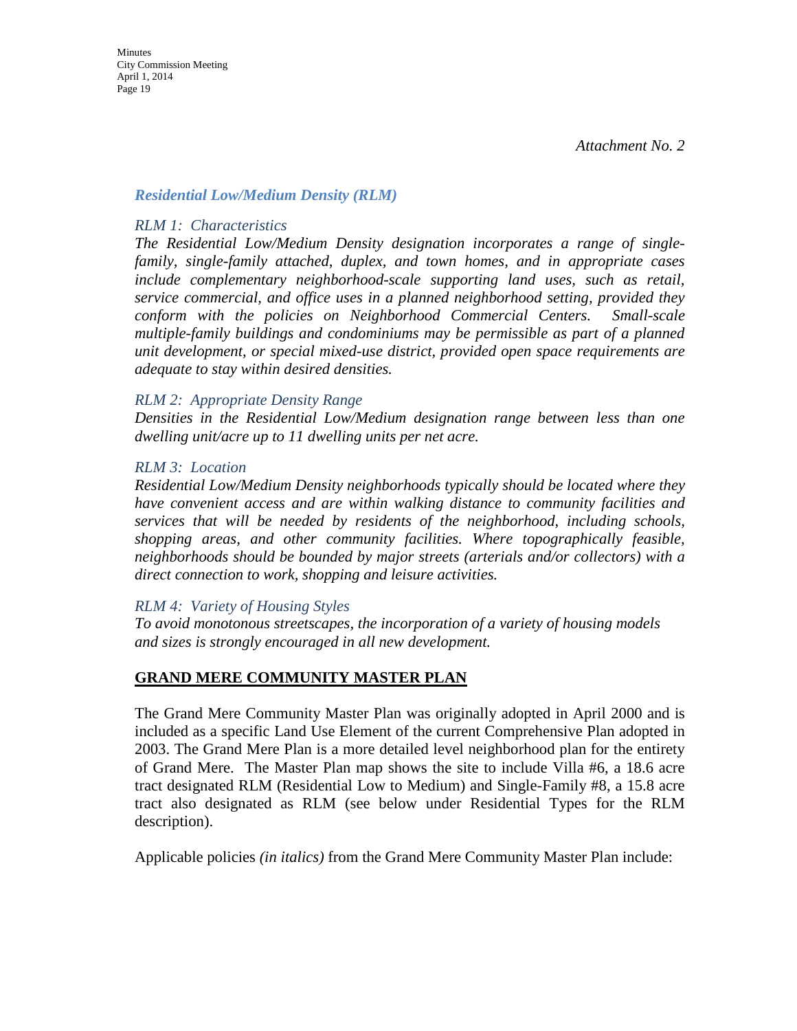*Attachment No. 2*

### *Residential Low/Medium Density (RLM)*

*RLM 1: Characteristics*

*The Residential Low/Medium Density designation incorporates a range of single-family, single-family attached, duplex, and town homes, and in appropriate cases include complementary neighborhood-scale supporting land uses, such as retail, service commercial, and office uses in a planned neighborhood setting, provided they conform with the policies on Neighborhood Commercial Centers. Small-scale multiple-family buildings and condominiums may be permissible as part of a planned unit development, or special mixed-use district, provided open space requirements are adequate to stay within desired densities.*

*RLM 2: Appropriate Density Range*

*Densities in the Residential Low/Medium designation range between less than one dwelling unit/acre up to 11 dwelling units per net acre.*

*RLM 3: Location*

*Residential Low/Medium Density neighborhoods typically should be located where they have convenient access and are within walking distance to community facilities and services that will be needed by residents of the neighborhood, including schools, shopping areas, and other community facilities. Where topographically feasible, neighborhoods should be bounded by major streets (arterials and/or collectors) with a direct connection to work, shopping and leisure activities.*

*RLM 4: Variety of Housing Styles*

*To avoid monotonous streetscapes, the incorporation of a variety of housing models and sizes is strongly encouraged in all new development.*

## **GRAND MERE COMMUNITY MASTER PLAN**

The Grand Mere Community Master Plan was originally adopted in April 2000 and is included as a specific Land Use Element of the current Comprehensive Plan adopted in 2003. The Grand Mere Plan is a more detailed level neighborhood plan for the entirety of Grand Mere. The Master Plan map shows the site to include Villa #6, a 18.6 acre tract designated RLM (Residential Low to Medium) and Single-Family #8, a 15.8 acre tract also designated as RLM (see below under Residential Types for the RLM description).

Applicable policies *(in italics)* from the Grand Mere Community Master Plan include: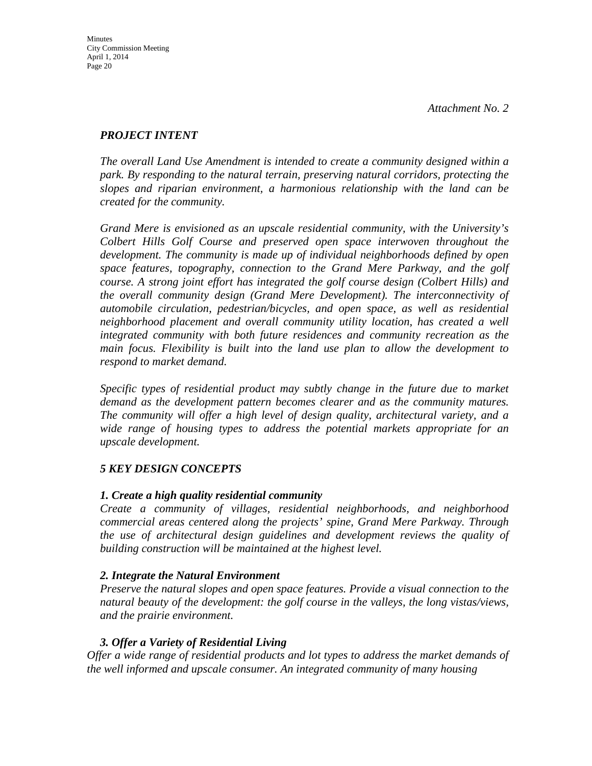*Attachment No. 2*

## *PROJECT INTENT*

*The overall Land Use Amendment is intended to create a community designed within a park. By responding to the natural terrain, preserving natural corridors, protecting the slopes and riparian environment, a harmonious relationship with the land can be created for the community.*

*Grand Mere is envisioned as an upscale residential community, with the University's Colbert Hills Golf Course and preserved open space interwoven throughout the development. The community is made up of individual neighborhoods defined by open space features, topography, connection to the Grand Mere Parkway, and the golf course. A strong joint effort has integrated the golf course design (Colbert Hills) and the overall community design (Grand Mere Development). The interconnectivity of automobile circulation, pedestrian/bicycles, and open space, as well as residential neighborhood placement and overall community utility location, has created a well integrated community with both future residences and community recreation as the main focus. Flexibility is built into the land use plan to allow the development to respond to market demand.*

*Specific types of residential product may subtly change in the future due to market demand as the development pattern becomes clearer and as the community matures. The community will offer a high level of design quality, architectural variety, and a wide range of housing types to address the potential markets appropriate for an upscale development.*

## *5 KEY DESIGN CONCEPTS*

### *1. Create a high quality residential community*

*Create a community of villages, residential neighborhoods, and neighborhood commercial areas centered along the projects' spine, Grand Mere Parkway. Through the use of architectural design guidelines and development reviews the quality of building construction will be maintained at the highest level.*

### *2. Integrate the Natural Environment*

*Preserve the natural slopes and open space features. Provide a visual connection to the natural beauty of the development: the golf course in the valleys, the long vistas/views, and the prairie environment.*

### *3. Offer a Variety of Residential Living*

*Offer a wide range of residential products and lot types to address the market demands of the well informed and upscale consumer. An integrated community of many housing*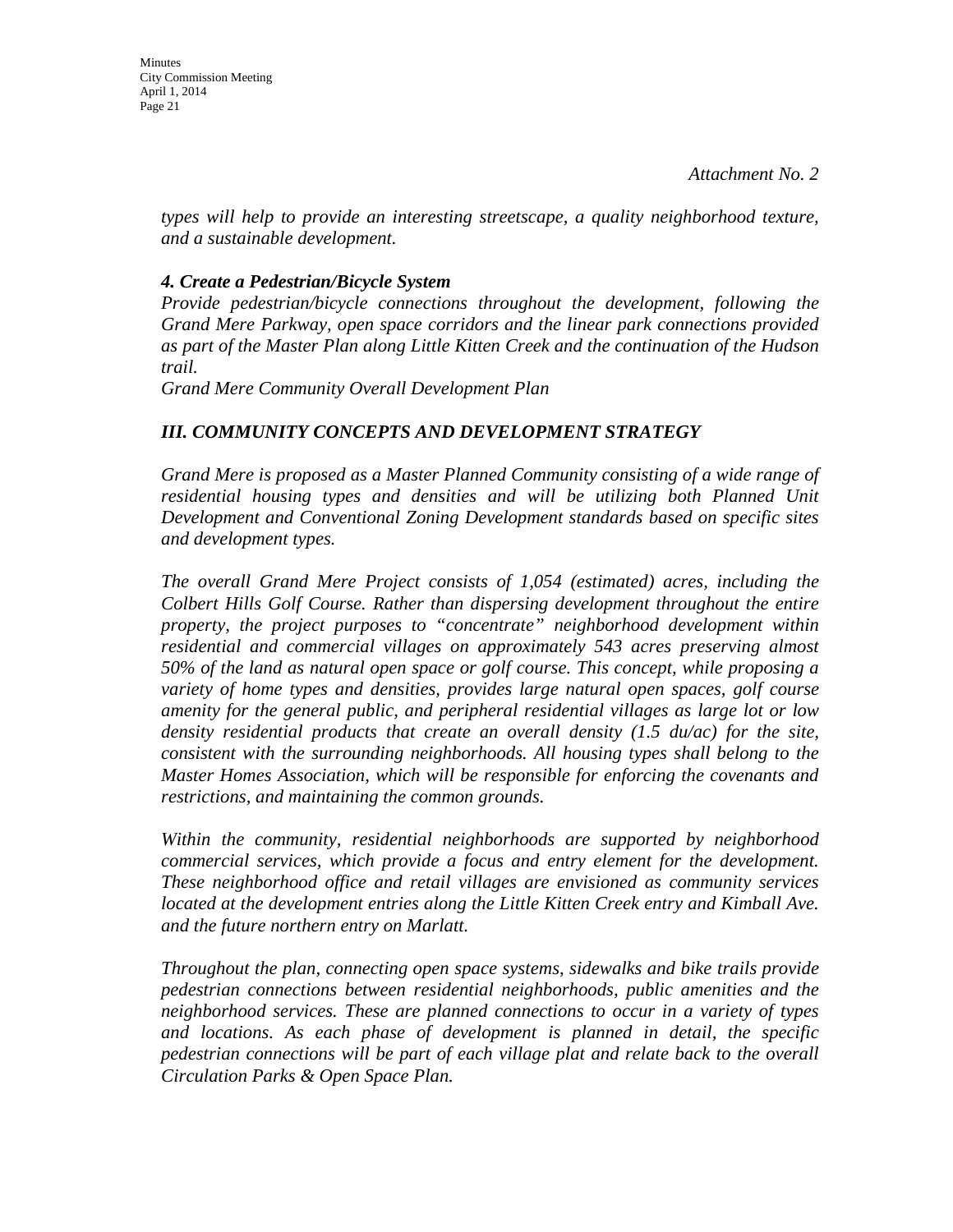*Attachment No. 2*

*types will help to provide an interesting streetscape, a quality neighborhood texture, and a sustainable development.*

***4. Create a Pedestrian/Bicycle System***

*Provide pedestrian/bicycle connections throughout the development, following the Grand Mere Parkway, open space corridors and the linear park connections provided as part of the Master Plan along Little Kitten Creek and the continuation of the Hudson trail.*

*Grand Mere Community Overall Development Plan*

## *III. COMMUNITY CONCEPTS AND DEVELOPMENT STRATEGY*

*Grand Mere is proposed as a Master Planned Community consisting of a wide range of residential housing types and densities and will be utilizing both Planned Unit Development and Conventional Zoning Development standards based on specific sites and development types.*

*The overall Grand Mere Project consists of 1,054 (estimated) acres, including the Colbert Hills Golf Course. Rather than dispersing development throughout the entire property, the project purposes to "concentrate" neighborhood development within residential and commercial villages on approximately 543 acres preserving almost 50% of the land as natural open space or golf course. This concept, while proposing a variety of home types and densities, provides large natural open spaces, golf course amenity for the general public, and peripheral residential villages as large lot or low density residential products that create an overall density (1.5 du/ac) for the site, consistent with the surrounding neighborhoods. All housing types shall belong to the Master Homes Association, which will be responsible for enforcing the covenants and restrictions, and maintaining the common grounds.*

*Within the community, residential neighborhoods are supported by neighborhood commercial services, which provide a focus and entry element for the development. These neighborhood office and retail villages are envisioned as community services located at the development entries along the Little Kitten Creek entry and Kimball Ave. and the future northern entry on Marlatt.*

*Throughout the plan, connecting open space systems, sidewalks and bike trails provide pedestrian connections between residential neighborhoods, public amenities and the neighborhood services. These are planned connections to occur in a variety of types and locations. As each phase of development is planned in detail, the specific pedestrian connections will be part of each village plat and relate back to the overall Circulation Parks & Open Space Plan.*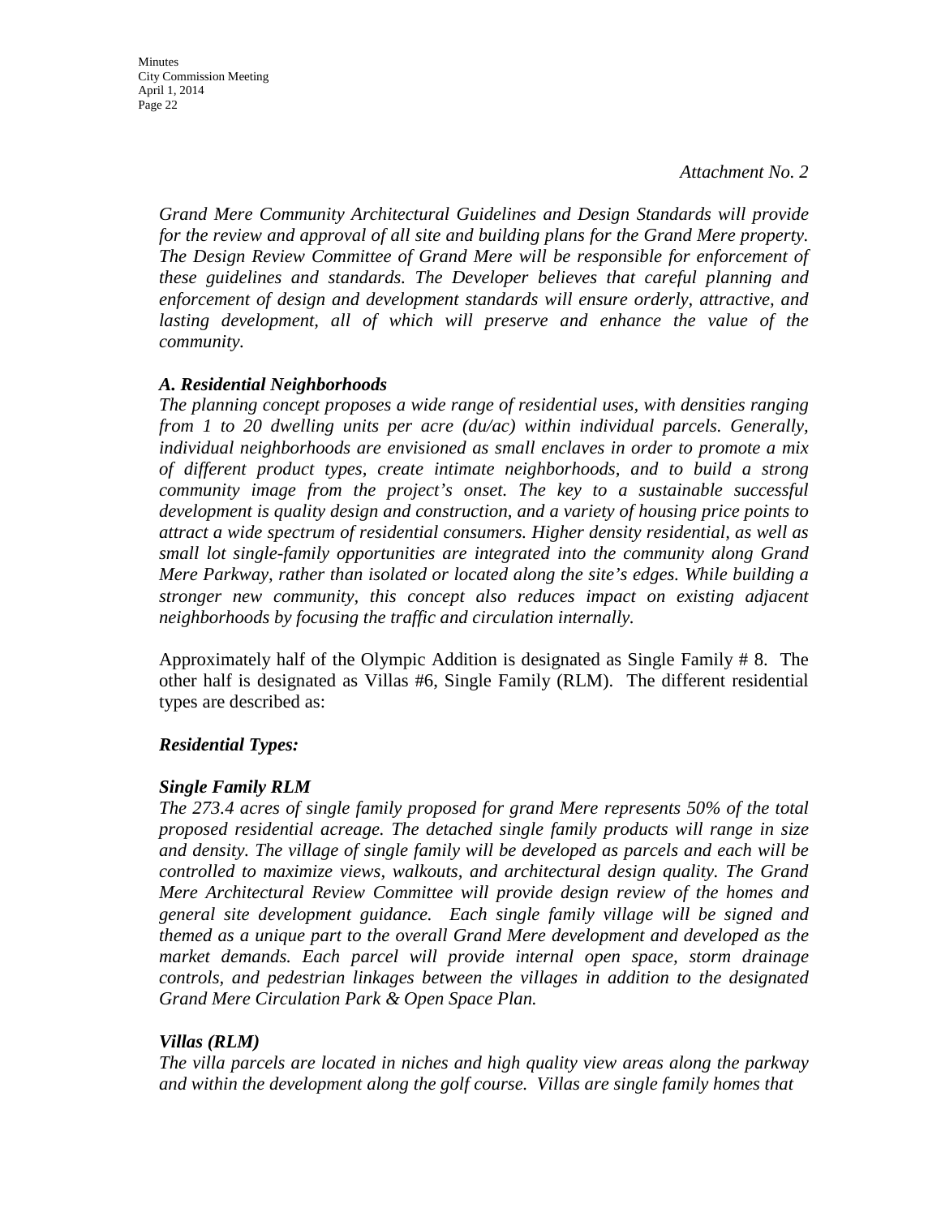*Attachment No. 2*

*Grand Mere Community Architectural Guidelines and Design Standards will provide for the review and approval of all site and building plans for the Grand Mere property. The Design Review Committee of Grand Mere will be responsible for enforcement of these guidelines and standards. The Developer believes that careful planning and enforcement of design and development standards will ensure orderly, attractive, and lasting development, all of which will preserve and enhance the value of the community.*

***A. Residential Neighborhoods***

*The planning concept proposes a wide range of residential uses, with densities ranging from 1 to 20 dwelling units per acre (du/ac) within individual parcels. Generally, individual neighborhoods are envisioned as small enclaves in order to promote a mix of different product types, create intimate neighborhoods, and to build a strong community image from the project's onset. The key to a sustainable successful development is quality design and construction, and a variety of housing price points to attract a wide spectrum of residential consumers. Higher density residential, as well as small lot single-family opportunities are integrated into the community along Grand Mere Parkway, rather than isolated or located along the site's edges. While building a stronger new community, this concept also reduces impact on existing adjacent neighborhoods by focusing the traffic and circulation internally.*

Approximately half of the Olympic Addition is designated as Single Family # 8. The other half is designated as Villas #6, Single Family (RLM). The different residential types are described as:

***Residential Types:***

***Single Family RLM***

*The 273.4 acres of single family proposed for grand Mere represents 50% of the total proposed residential acreage. The detached single family products will range in size and density. The village of single family will be developed as parcels and each will be controlled to maximize views, walkouts, and architectural design quality. The Grand Mere Architectural Review Committee will provide design review of the homes and general site development guidance. Each single family village will be signed and themed as a unique part to the overall Grand Mere development and developed as the market demands. Each parcel will provide internal open space, storm drainage controls, and pedestrian linkages between the villages in addition to the designated Grand Mere Circulation Park & Open Space Plan.*

***Villas (RLM)***

*The villa parcels are located in niches and high quality view areas along the parkway and within the development along the golf course. Villas are single family homes that*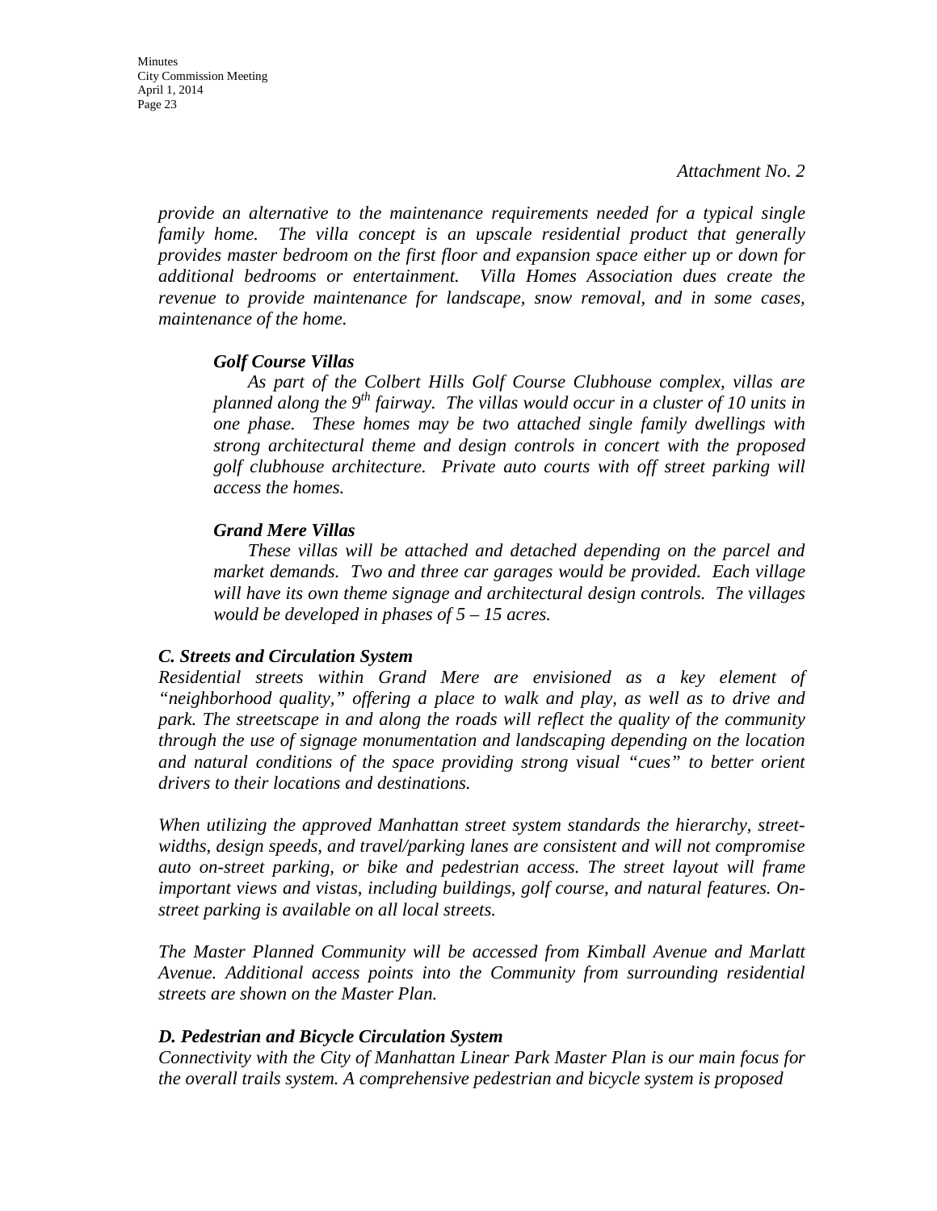*Attachment No. 2*

*provide an alternative to the maintenance requirements needed for a typical single family home. The villa concept is an upscale residential product that generally provides master bedroom on the first floor and expansion space either up or down for additional bedrooms or entertainment. Villa Homes Association dues create the revenue to provide maintenance for landscape, snow removal, and in some cases, maintenance of the home.*

***Golf Course Villas***

*As part of the Colbert Hills Golf Course Clubhouse complex, villas are planned along the 9th fairway. The villas would occur in a cluster of 10 units in one phase. These homes may be two attached single family dwellings with strong architectural theme and design controls in concert with the proposed golf clubhouse architecture. Private auto courts with off street parking will access the homes.*

***Grand Mere Villas***

*These villas will be attached and detached depending on the parcel and market demands. Two and three car garages would be provided. Each village will have its own theme signage and architectural design controls. The villages would be developed in phases of 5 – 15 acres.*

***C. Streets and Circulation System***

*Residential streets within Grand Mere are envisioned as a key element of "neighborhood quality," offering a place to walk and play, as well as to drive and park. The streetscape in and along the roads will reflect the quality of the community through the use of signage monumentation and landscaping depending on the location and natural conditions of the space providing strong visual "cues" to better orient drivers to their locations and destinations.*

*When utilizing the approved Manhattan street system standards the hierarchy, street-widths, design speeds, and travel/parking lanes are consistent and will not compromise auto on-street parking, or bike and pedestrian access. The street layout will frame important views and vistas, including buildings, golf course, and natural features. On-street parking is available on all local streets.*

*The Master Planned Community will be accessed from Kimball Avenue and Marlatt Avenue. Additional access points into the Community from surrounding residential streets are shown on the Master Plan.*

***D. Pedestrian and Bicycle Circulation System***

*Connectivity with the City of Manhattan Linear Park Master Plan is our main focus for the overall trails system. A comprehensive pedestrian and bicycle system is proposed*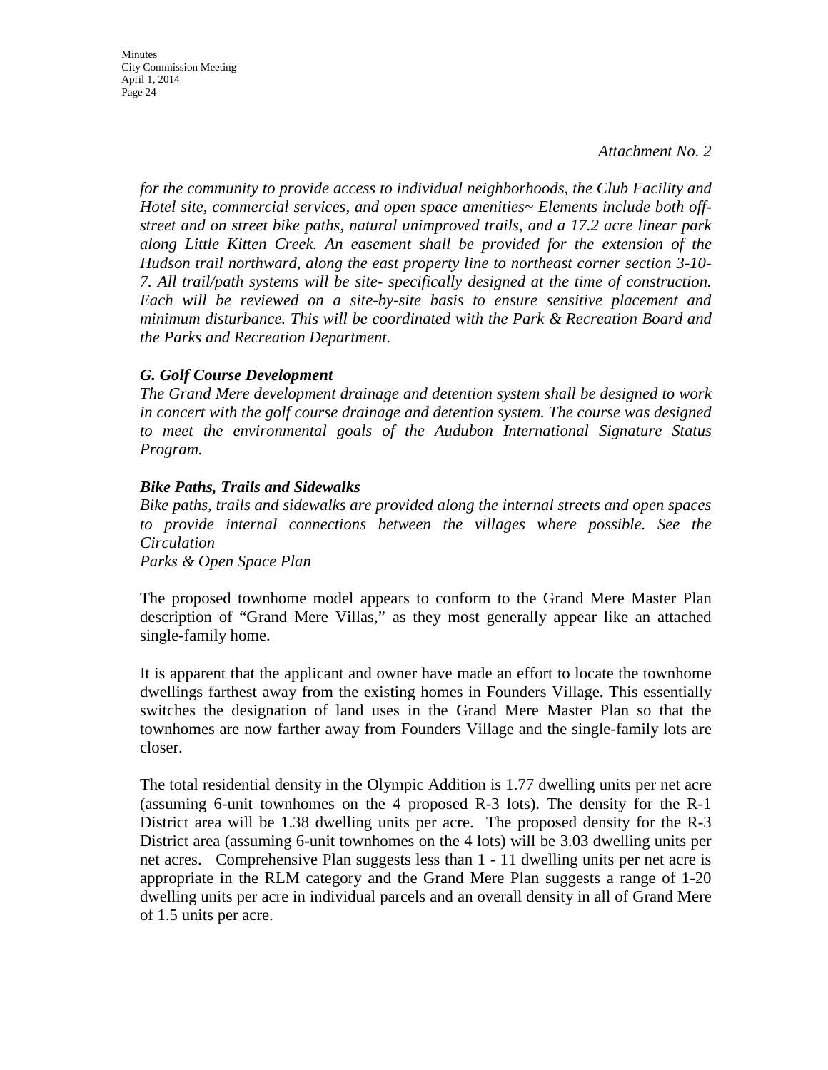*Attachment No. 2*

*for the community to provide access to individual neighborhoods, the Club Facility and Hotel site, commercial services, and open space amenities~ Elements include both off-street and on street bike paths, natural unimproved trails, and a 17.2 acre linear park along Little Kitten Creek. An easement shall be provided for the extension of the Hudson trail northward, along the east property line to northeast corner section 3-10-7. All trail/path systems will be site- specifically designed at the time of construction. Each will be reviewed on a site-by-site basis to ensure sensitive placement and minimum disturbance. This will be coordinated with the Park & Recreation Board and the Parks and Recreation Department.*

***G. Golf Course Development***

*The Grand Mere development drainage and detention system shall be designed to work in concert with the golf course drainage and detention system. The course was designed to meet the environmental goals of the Audubon International Signature Status Program.*

***Bike Paths, Trails and Sidewalks***

*Bike paths, trails and sidewalks are provided along the internal streets and open spaces to provide internal connections between the villages where possible. See the Circulation*
*Parks & Open Space Plan*

The proposed townhome model appears to conform to the Grand Mere Master Plan description of "Grand Mere Villas," as they most generally appear like an attached single-family home.

It is apparent that the applicant and owner have made an effort to locate the townhome dwellings farthest away from the existing homes in Founders Village. This essentially switches the designation of land uses in the Grand Mere Master Plan so that the townhomes are now farther away from Founders Village and the single-family lots are closer.

The total residential density in the Olympic Addition is 1.77 dwelling units per net acre (assuming 6-unit townhomes on the 4 proposed R-3 lots). The density for the R-1 District area will be 1.38 dwelling units per acre. The proposed density for the R-3 District area (assuming 6-unit townhomes on the 4 lots) will be 3.03 dwelling units per net acres. Comprehensive Plan suggests less than 1 - 11 dwelling units per net acre is appropriate in the RLM category and the Grand Mere Plan suggests a range of 1-20 dwelling units per acre in individual parcels and an overall density in all of Grand Mere of 1.5 units per acre.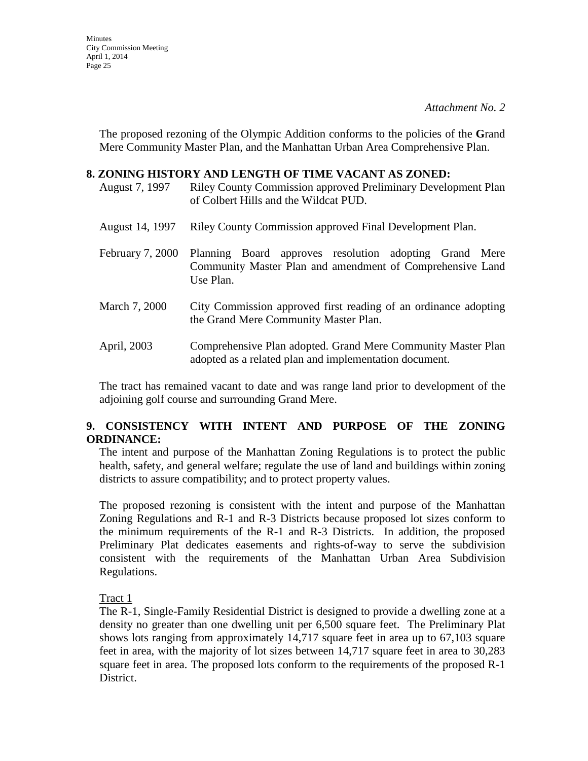*Attachment No. 2*

The proposed rezoning of the Olympic Addition conforms to the policies of the **G**rand Mere Community Master Plan, and the Manhattan Urban Area Comprehensive Plan.

**8. ZONING HISTORY AND LENGTH OF TIME VACANT AS ZONED:**

| | |
|---|---|
| August 7, 1997 | Riley County Commission approved Preliminary Development Plan of Colbert Hills and the Wildcat PUD. |
| August 14, 1997 | Riley County Commission approved Final Development Plan. |
| February 7, 2000 | Planning Board approves resolution adopting Grand Mere Community Master Plan and amendment of Comprehensive Land Use Plan. |
| March 7, 2000 | City Commission approved first reading of an ordinance adopting the Grand Mere Community Master Plan. |
| April, 2003 | Comprehensive Plan adopted. Grand Mere Community Master Plan adopted as a related plan and implementation document. |

The tract has remained vacant to date and was range land prior to development of the adjoining golf course and surrounding Grand Mere.

**9. CONSISTENCY WITH INTENT AND PURPOSE OF THE ZONING ORDINANCE:**

The intent and purpose of the Manhattan Zoning Regulations is to protect the public health, safety, and general welfare; regulate the use of land and buildings within zoning districts to assure compatibility; and to protect property values.

The proposed rezoning is consistent with the intent and purpose of the Manhattan Zoning Regulations and R-1 and R-3 Districts because proposed lot sizes conform to the minimum requirements of the R-1 and R-3 Districts. In addition, the proposed Preliminary Plat dedicates easements and rights-of-way to serve the subdivision consistent with the requirements of the Manhattan Urban Area Subdivision Regulations.

<u>Tract 1</u>

The R-1, Single-Family Residential District is designed to provide a dwelling zone at a density no greater than one dwelling unit per 6,500 square feet. The Preliminary Plat shows lots ranging from approximately 14,717 square feet in area up to 67,103 square feet in area, with the majority of lot sizes between 14,717 square feet in area to 30,283 square feet in area. The proposed lots conform to the requirements of the proposed R-1 District.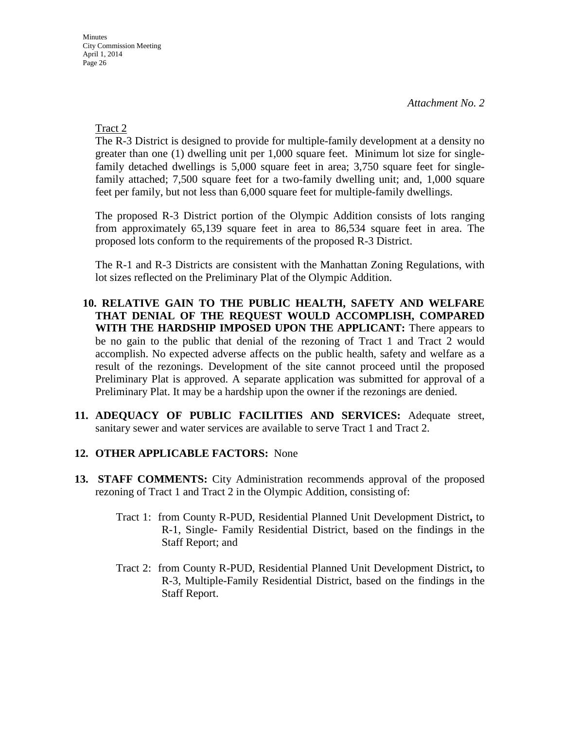*Attachment No. 2*

Tract 2

The R-3 District is designed to provide for multiple-family development at a density no greater than one (1) dwelling unit per 1,000 square feet. Minimum lot size for single-family detached dwellings is 5,000 square feet in area; 3,750 square feet for single-family attached; 7,500 square feet for a two-family dwelling unit; and, 1,000 square feet per family, but not less than 6,000 square feet for multiple-family dwellings.

The proposed R-3 District portion of the Olympic Addition consists of lots ranging from approximately 65,139 square feet in area to 86,534 square feet in area. The proposed lots conform to the requirements of the proposed R-3 District.

The R-1 and R-3 Districts are consistent with the Manhattan Zoning Regulations, with lot sizes reflected on the Preliminary Plat of the Olympic Addition.

10. **RELATIVE GAIN TO THE PUBLIC HEALTH, SAFETY AND WELFARE THAT DENIAL OF THE REQUEST WOULD ACCOMPLISH, COMPARED WITH THE HARDSHIP IMPOSED UPON THE APPLICANT:** There appears to be no gain to the public that denial of the rezoning of Tract 1 and Tract 2 would accomplish. No expected adverse affects on the public health, safety and welfare as a result of the rezonings. Development of the site cannot proceed until the proposed Preliminary Plat is approved. A separate application was submitted for approval of a Preliminary Plat. It may be a hardship upon the owner if the rezonings are denied.

11. **ADEQUACY OF PUBLIC FACILITIES AND SERVICES:** Adequate street, sanitary sewer and water services are available to serve Tract 1 and Tract 2.

12. **OTHER APPLICABLE FACTORS:** None

13. **STAFF COMMENTS:** City Administration recommends approval of the proposed rezoning of Tract 1 and Tract 2 in the Olympic Addition, consisting of:

    Tract 1: from County R-PUD, Residential Planned Unit Development District**,** to R-1, Single- Family Residential District, based on the findings in the Staff Report; and

    Tract 2: from County R-PUD, Residential Planned Unit Development District**,** to R-3, Multiple-Family Residential District, based on the findings in the Staff Report.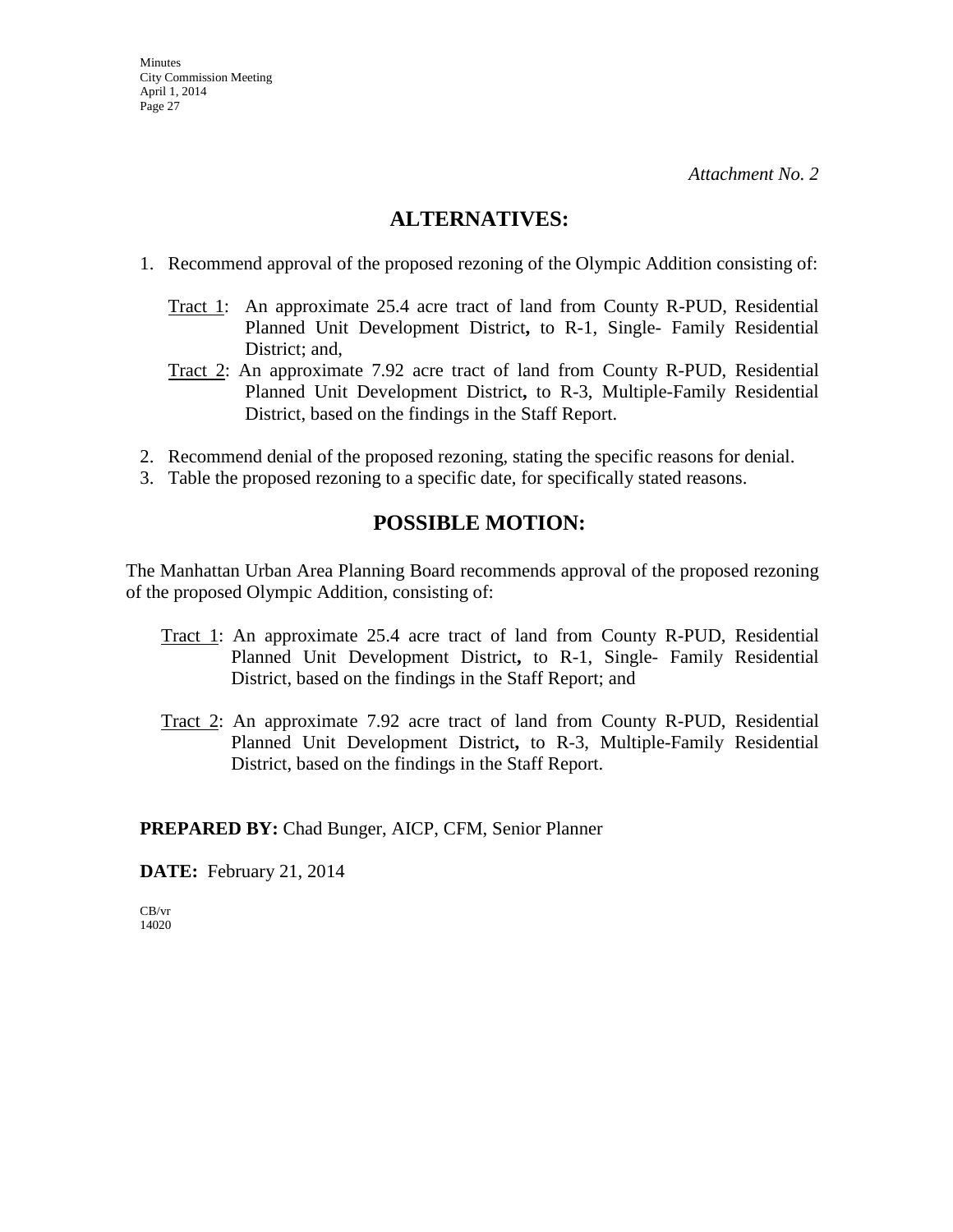*Attachment No. 2*

## ALTERNATIVES:

1. Recommend approval of the proposed rezoning of the Olympic Addition consisting of:

   Tract 1: An approximate 25.4 acre tract of land from County R-PUD, Residential Planned Unit Development District**,** to R-1, Single- Family Residential District; and,

   Tract 2: An approximate 7.92 acre tract of land from County R-PUD, Residential Planned Unit Development District**,** to R-3, Multiple-Family Residential District, based on the findings in the Staff Report.

2. Recommend denial of the proposed rezoning, stating the specific reasons for denial.
3. Table the proposed rezoning to a specific date, for specifically stated reasons.

## POSSIBLE MOTION:

The Manhattan Urban Area Planning Board recommends approval of the proposed rezoning of the proposed Olympic Addition, consisting of:

Tract 1: An approximate 25.4 acre tract of land from County R-PUD, Residential Planned Unit Development District**,** to R-1, Single- Family Residential District, based on the findings in the Staff Report; and

Tract 2: An approximate 7.92 acre tract of land from County R-PUD, Residential Planned Unit Development District**,** to R-3, Multiple-Family Residential District, based on the findings in the Staff Report.

**PREPARED BY:** Chad Bunger, AICP, CFM, Senior Planner

**DATE:** February 21, 2014

CB/vr
14020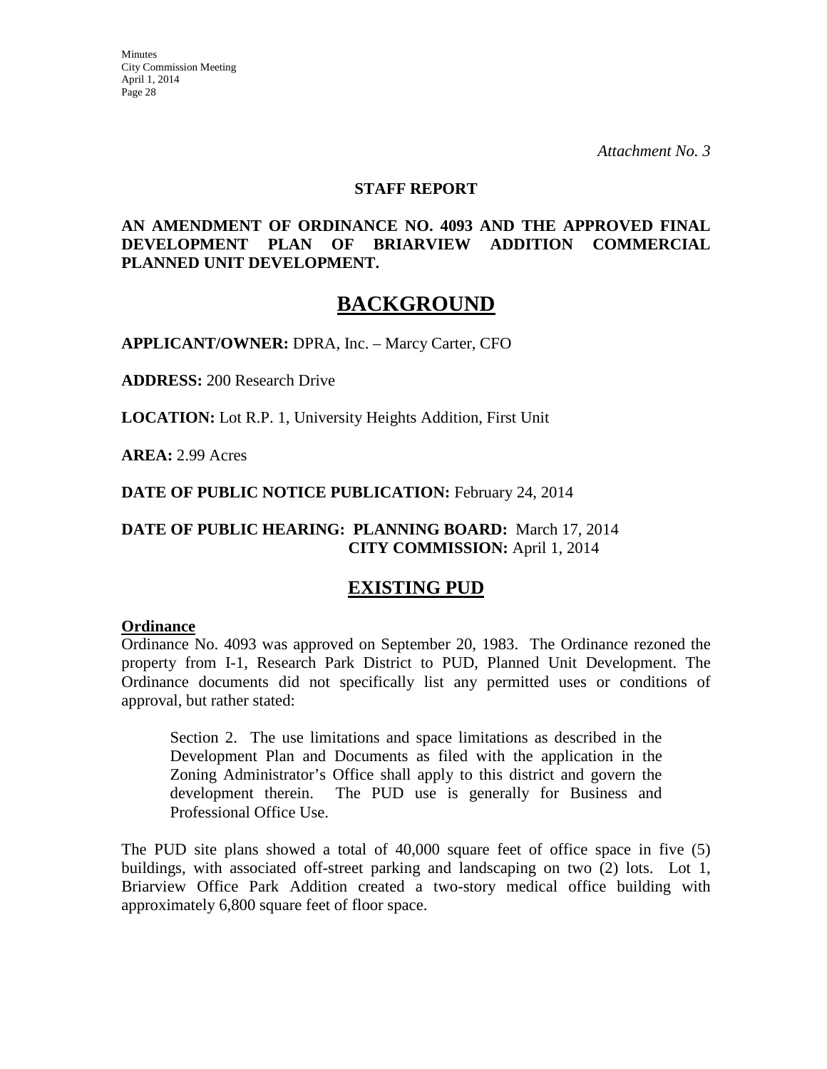*Attachment No. 3*

**STAFF REPORT**

**AN AMENDMENT OF ORDINANCE NO. 4093 AND THE APPROVED FINAL DEVELOPMENT PLAN OF BRIARVIEW ADDITION COMMERCIAL PLANNED UNIT DEVELOPMENT.**

# BACKGROUND

**APPLICANT/OWNER:** DPRA, Inc. – Marcy Carter, CFO

**ADDRESS:** 200 Research Drive

**LOCATION:** Lot R.P. 1, University Heights Addition, First Unit

**AREA:** 2.99 Acres

**DATE OF PUBLIC NOTICE PUBLICATION:** February 24, 2014

**DATE OF PUBLIC HEARING: PLANNING BOARD:** March 17, 2014
**CITY COMMISSION:** April 1, 2014

## EXISTING PUD

**Ordinance**

Ordinance No. 4093 was approved on September 20, 1983. The Ordinance rezoned the property from I-1, Research Park District to PUD, Planned Unit Development. The Ordinance documents did not specifically list any permitted uses or conditions of approval, but rather stated:

> Section 2. The use limitations and space limitations as described in the Development Plan and Documents as filed with the application in the Zoning Administrator's Office shall apply to this district and govern the development therein. The PUD use is generally for Business and Professional Office Use.

The PUD site plans showed a total of 40,000 square feet of office space in five (5) buildings, with associated off-street parking and landscaping on two (2) lots. Lot 1, Briarview Office Park Addition created a two-story medical office building with approximately 6,800 square feet of floor space.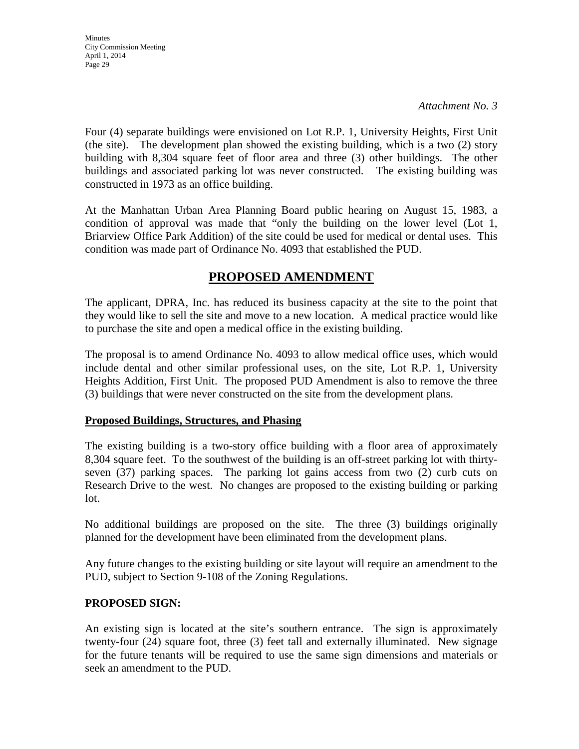*Attachment No. 3*

Four (4) separate buildings were envisioned on Lot R.P. 1, University Heights, First Unit (the site). The development plan showed the existing building, which is a two (2) story building with 8,304 square feet of floor area and three (3) other buildings. The other buildings and associated parking lot was never constructed. The existing building was constructed in 1973 as an office building.

At the Manhattan Urban Area Planning Board public hearing on August 15, 1983, a condition of approval was made that "only the building on the lower level (Lot 1, Briarview Office Park Addition) of the site could be used for medical or dental uses. This condition was made part of Ordinance No. 4093 that established the PUD.

## PROPOSED AMENDMENT

The applicant, DPRA, Inc. has reduced its business capacity at the site to the point that they would like to sell the site and move to a new location. A medical practice would like to purchase the site and open a medical office in the existing building.

The proposal is to amend Ordinance No. 4093 to allow medical office uses, which would include dental and other similar professional uses, on the site, Lot R.P. 1, University Heights Addition, First Unit. The proposed PUD Amendment is also to remove the three (3) buildings that were never constructed on the site from the development plans.

### Proposed Buildings, Structures, and Phasing

The existing building is a two-story office building with a floor area of approximately 8,304 square feet. To the southwest of the building is an off-street parking lot with thirty-seven (37) parking spaces. The parking lot gains access from two (2) curb cuts on Research Drive to the west. No changes are proposed to the existing building or parking lot.

No additional buildings are proposed on the site. The three (3) buildings originally planned for the development have been eliminated from the development plans.

Any future changes to the existing building or site layout will require an amendment to the PUD, subject to Section 9-108 of the Zoning Regulations.

### PROPOSED SIGN:

An existing sign is located at the site's southern entrance. The sign is approximately twenty-four (24) square foot, three (3) feet tall and externally illuminated. New signage for the future tenants will be required to use the same sign dimensions and materials or seek an amendment to the PUD.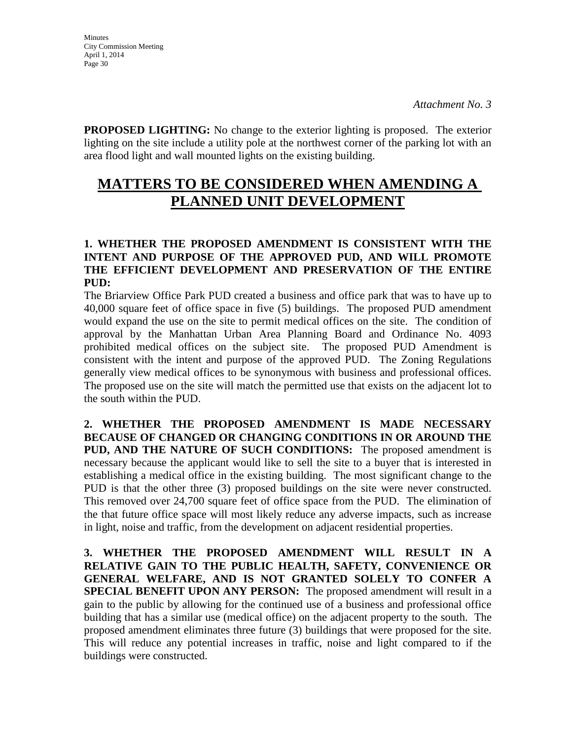*Attachment No. 3*

**PROPOSED LIGHTING:** No change to the exterior lighting is proposed. The exterior lighting on the site include a utility pole at the northwest corner of the parking lot with an area flood light and wall mounted lights on the existing building.

# MATTERS TO BE CONSIDERED WHEN AMENDING A PLANNED UNIT DEVELOPMENT

**1. WHETHER THE PROPOSED AMENDMENT IS CONSISTENT WITH THE INTENT AND PURPOSE OF THE APPROVED PUD, AND WILL PROMOTE THE EFFICIENT DEVELOPMENT AND PRESERVATION OF THE ENTIRE PUD:**
The Briarview Office Park PUD created a business and office park that was to have up to 40,000 square feet of office space in five (5) buildings. The proposed PUD amendment would expand the use on the site to permit medical offices on the site. The condition of approval by the Manhattan Urban Area Planning Board and Ordinance No. 4093 prohibited medical offices on the subject site. The proposed PUD Amendment is consistent with the intent and purpose of the approved PUD. The Zoning Regulations generally view medical offices to be synonymous with business and professional offices. The proposed use on the site will match the permitted use that exists on the adjacent lot to the south within the PUD.

**2. WHETHER THE PROPOSED AMENDMENT IS MADE NECESSARY BECAUSE OF CHANGED OR CHANGING CONDITIONS IN OR AROUND THE PUD, AND THE NATURE OF SUCH CONDITIONS:** The proposed amendment is necessary because the applicant would like to sell the site to a buyer that is interested in establishing a medical office in the existing building. The most significant change to the PUD is that the other three (3) proposed buildings on the site were never constructed. This removed over 24,700 square feet of office space from the PUD. The elimination of the that future office space will most likely reduce any adverse impacts, such as increase in light, noise and traffic, from the development on adjacent residential properties.

**3. WHETHER THE PROPOSED AMENDMENT WILL RESULT IN A RELATIVE GAIN TO THE PUBLIC HEALTH, SAFETY, CONVENIENCE OR GENERAL WELFARE, AND IS NOT GRANTED SOLELY TO CONFER A SPECIAL BENEFIT UPON ANY PERSON:** The proposed amendment will result in a gain to the public by allowing for the continued use of a business and professional office building that has a similar use (medical office) on the adjacent property to the south. The proposed amendment eliminates three future (3) buildings that were proposed for the site. This will reduce any potential increases in traffic, noise and light compared to if the buildings were constructed.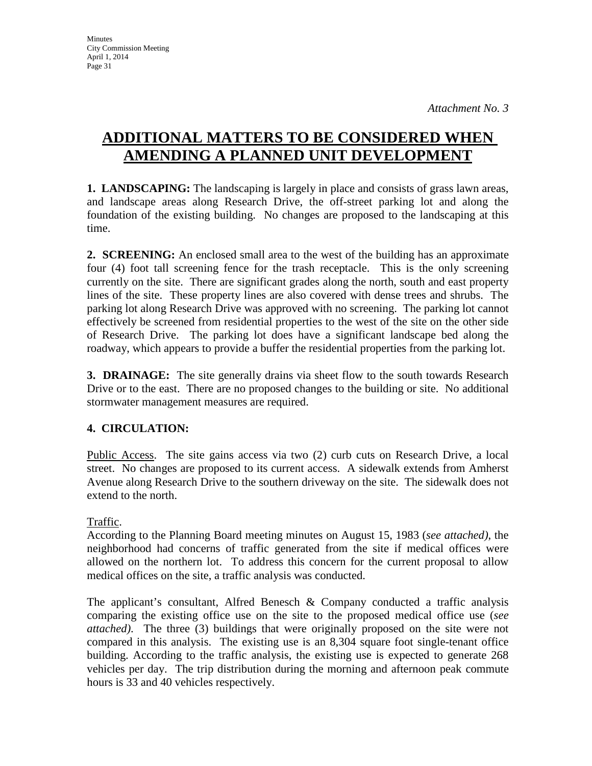*Attachment No. 3*

# ADDITIONAL MATTERS TO BE CONSIDERED WHEN AMENDING A PLANNED UNIT DEVELOPMENT

**1. LANDSCAPING:** The landscaping is largely in place and consists of grass lawn areas, and landscape areas along Research Drive, the off-street parking lot and along the foundation of the existing building. No changes are proposed to the landscaping at this time.

**2. SCREENING:** An enclosed small area to the west of the building has an approximate four (4) foot tall screening fence for the trash receptacle. This is the only screening currently on the site. There are significant grades along the north, south and east property lines of the site. These property lines are also covered with dense trees and shrubs. The parking lot along Research Drive was approved with no screening. The parking lot cannot effectively be screened from residential properties to the west of the site on the other side of Research Drive. The parking lot does have a significant landscape bed along the roadway, which appears to provide a buffer the residential properties from the parking lot.

**3. DRAINAGE:** The site generally drains via sheet flow to the south towards Research Drive or to the east. There are no proposed changes to the building or site. No additional stormwater management measures are required.

**4. CIRCULATION:**

Public Access. The site gains access via two (2) curb cuts on Research Drive, a local street. No changes are proposed to its current access. A sidewalk extends from Amherst Avenue along Research Drive to the southern driveway on the site. The sidewalk does not extend to the north.

Traffic.
According to the Planning Board meeting minutes on August 15, 1983 (*see attached)*, the neighborhood had concerns of traffic generated from the site if medical offices were allowed on the northern lot. To address this concern for the current proposal to allow medical offices on the site, a traffic analysis was conducted.

The applicant's consultant, Alfred Benesch & Company conducted a traffic analysis comparing the existing office use on the site to the proposed medical office use (*see attached)*. The three (3) buildings that were originally proposed on the site were not compared in this analysis. The existing use is an 8,304 square foot single-tenant office building. According to the traffic analysis, the existing use is expected to generate 268 vehicles per day. The trip distribution during the morning and afternoon peak commute hours is 33 and 40 vehicles respectively.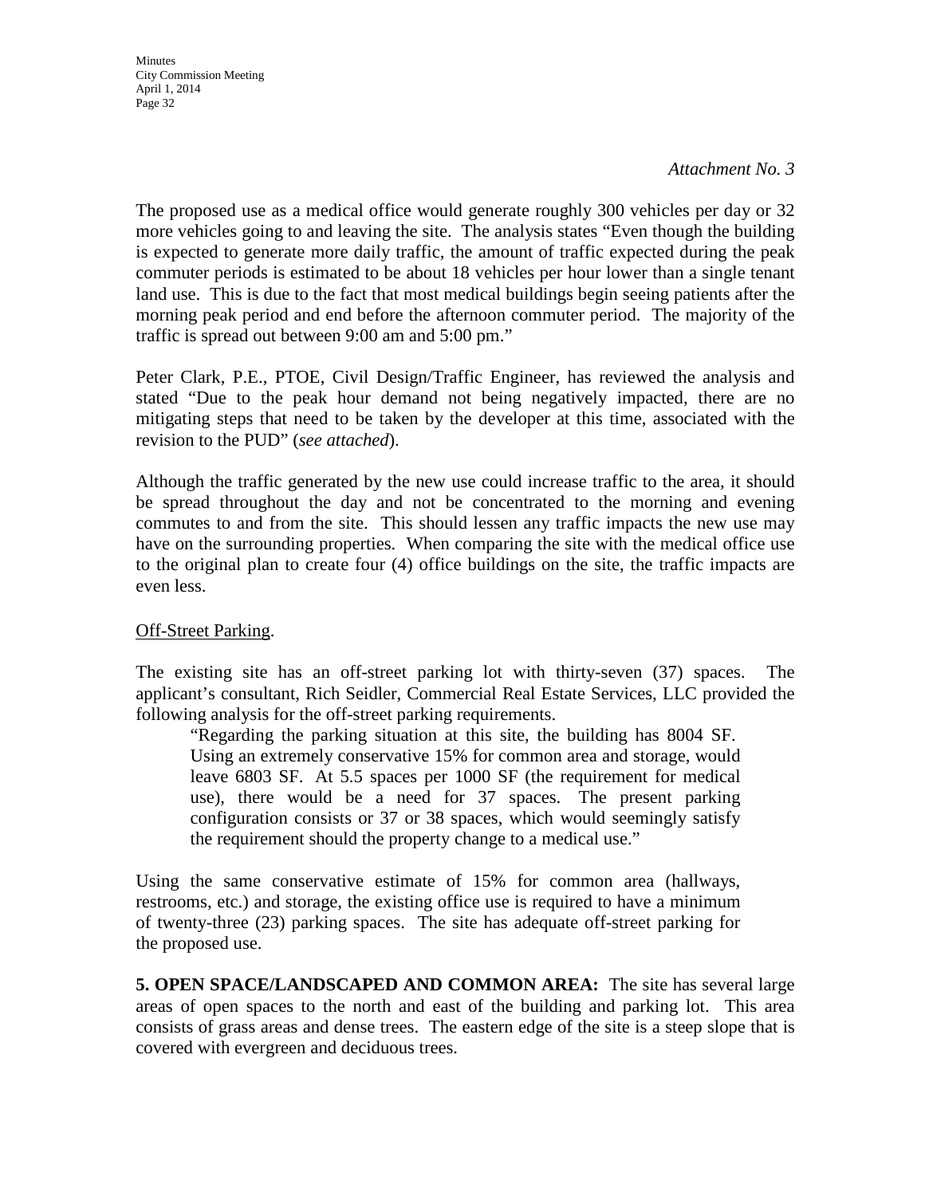*Attachment No. 3*

The proposed use as a medical office would generate roughly 300 vehicles per day or 32 more vehicles going to and leaving the site. The analysis states "Even though the building is expected to generate more daily traffic, the amount of traffic expected during the peak commuter periods is estimated to be about 18 vehicles per hour lower than a single tenant land use. This is due to the fact that most medical buildings begin seeing patients after the morning peak period and end before the afternoon commuter period. The majority of the traffic is spread out between 9:00 am and 5:00 pm."

Peter Clark, P.E., PTOE, Civil Design/Traffic Engineer, has reviewed the analysis and stated "Due to the peak hour demand not being negatively impacted, there are no mitigating steps that need to be taken by the developer at this time, associated with the revision to the PUD" (*see attached*).

Although the traffic generated by the new use could increase traffic to the area, it should be spread throughout the day and not be concentrated to the morning and evening commutes to and from the site. This should lessen any traffic impacts the new use may have on the surrounding properties. When comparing the site with the medical office use to the original plan to create four (4) office buildings on the site, the traffic impacts are even less.

Off-Street Parking.

The existing site has an off-street parking lot with thirty-seven (37) spaces. The applicant's consultant, Rich Seidler, Commercial Real Estate Services, LLC provided the following analysis for the off-street parking requirements.

> "Regarding the parking situation at this site, the building has 8004 SF. Using an extremely conservative 15% for common area and storage, would leave 6803 SF. At 5.5 spaces per 1000 SF (the requirement for medical use), there would be a need for 37 spaces. The present parking configuration consists or 37 or 38 spaces, which would seemingly satisfy the requirement should the property change to a medical use."

Using the same conservative estimate of 15% for common area (hallways, restrooms, etc.) and storage, the existing office use is required to have a minimum of twenty-three (23) parking spaces. The site has adequate off-street parking for the proposed use.

**5. OPEN SPACE/LANDSCAPED AND COMMON AREA:** The site has several large areas of open spaces to the north and east of the building and parking lot. This area consists of grass areas and dense trees. The eastern edge of the site is a steep slope that is covered with evergreen and deciduous trees.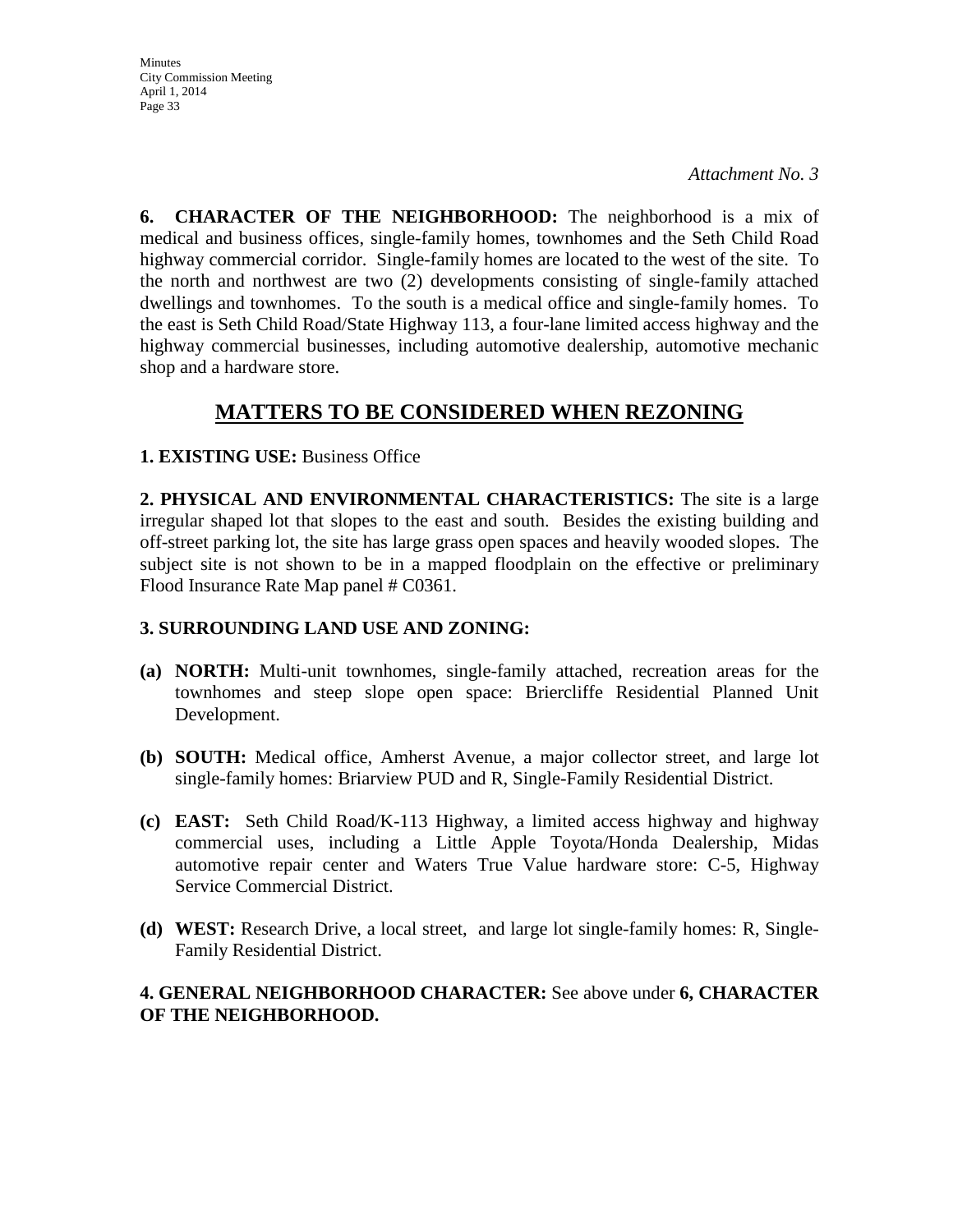*Attachment No. 3*

**6. CHARACTER OF THE NEIGHBORHOOD:** The neighborhood is a mix of medical and business offices, single-family homes, townhomes and the Seth Child Road highway commercial corridor. Single-family homes are located to the west of the site. To the north and northwest are two (2) developments consisting of single-family attached dwellings and townhomes. To the south is a medical office and single-family homes. To the east is Seth Child Road/State Highway 113, a four-lane limited access highway and the highway commercial businesses, including automotive dealership, automotive mechanic shop and a hardware store.

## MATTERS TO BE CONSIDERED WHEN REZONING

**1. EXISTING USE:** Business Office

**2. PHYSICAL AND ENVIRONMENTAL CHARACTERISTICS:** The site is a large irregular shaped lot that slopes to the east and south. Besides the existing building and off-street parking lot, the site has large grass open spaces and heavily wooded slopes. The subject site is not shown to be in a mapped floodplain on the effective or preliminary Flood Insurance Rate Map panel # C0361.

**3. SURROUNDING LAND USE AND ZONING:**

**(a) NORTH:** Multi-unit townhomes, single-family attached, recreation areas for the townhomes and steep slope open space: Briercliffe Residential Planned Unit Development.

**(b) SOUTH:** Medical office, Amherst Avenue, a major collector street, and large lot single-family homes: Briarview PUD and R, Single-Family Residential District.

**(c) EAST:** Seth Child Road/K-113 Highway, a limited access highway and highway commercial uses, including a Little Apple Toyota/Honda Dealership, Midas automotive repair center and Waters True Value hardware store: C-5, Highway Service Commercial District.

**(d) WEST:** Research Drive, a local street, and large lot single-family homes: R, Single-Family Residential District.

**4. GENERAL NEIGHBORHOOD CHARACTER:** See above under **6, CHARACTER OF THE NEIGHBORHOOD.**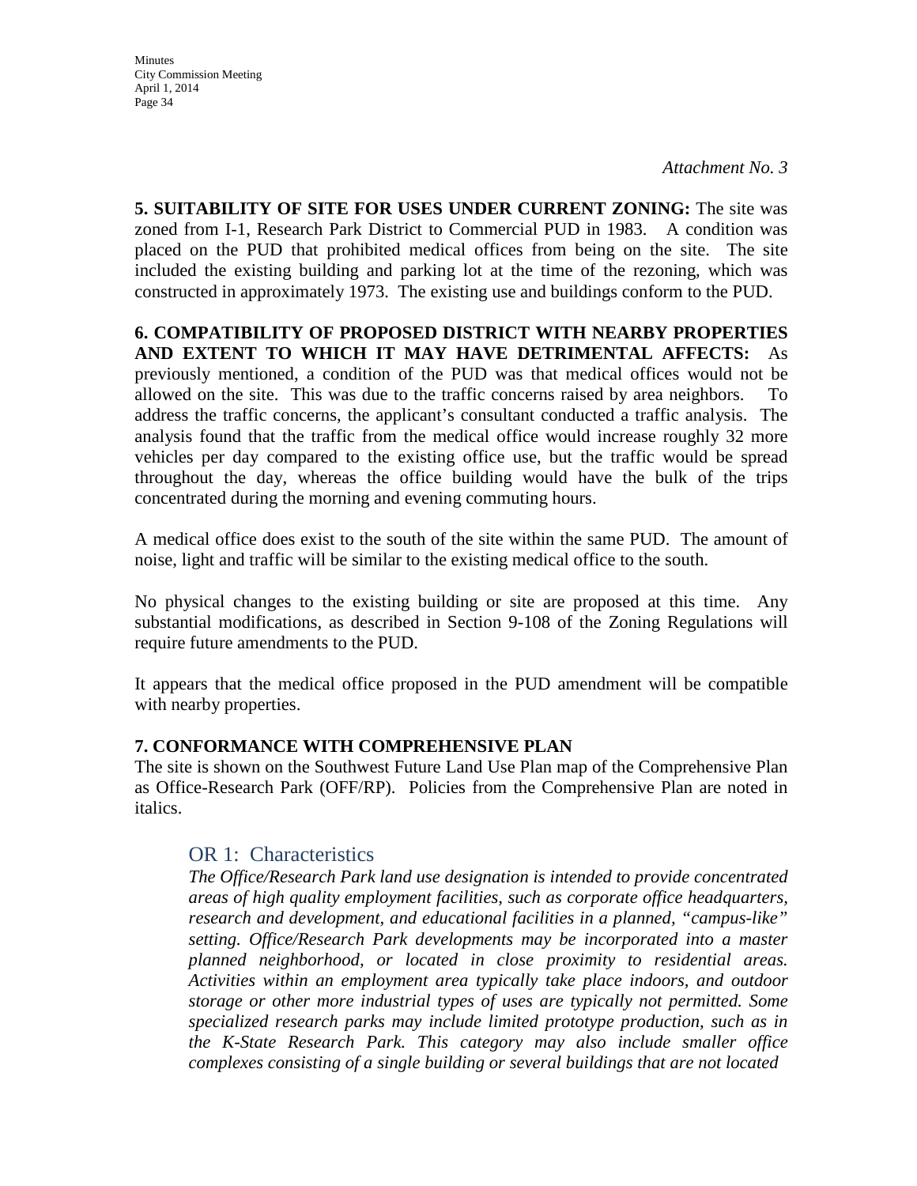*Attachment No. 3*

**5. SUITABILITY OF SITE FOR USES UNDER CURRENT ZONING:** The site was zoned from I-1, Research Park District to Commercial PUD in 1983. A condition was placed on the PUD that prohibited medical offices from being on the site. The site included the existing building and parking lot at the time of the rezoning, which was constructed in approximately 1973. The existing use and buildings conform to the PUD.

**6. COMPATIBILITY OF PROPOSED DISTRICT WITH NEARBY PROPERTIES AND EXTENT TO WHICH IT MAY HAVE DETRIMENTAL AFFECTS:** As previously mentioned, a condition of the PUD was that medical offices would not be allowed on the site. This was due to the traffic concerns raised by area neighbors. To address the traffic concerns, the applicant's consultant conducted a traffic analysis. The analysis found that the traffic from the medical office would increase roughly 32 more vehicles per day compared to the existing office use, but the traffic would be spread throughout the day, whereas the office building would have the bulk of the trips concentrated during the morning and evening commuting hours.

A medical office does exist to the south of the site within the same PUD. The amount of noise, light and traffic will be similar to the existing medical office to the south.

No physical changes to the existing building or site are proposed at this time. Any substantial modifications, as described in Section 9-108 of the Zoning Regulations will require future amendments to the PUD.

It appears that the medical office proposed in the PUD amendment will be compatible with nearby properties.

**7. CONFORMANCE WITH COMPREHENSIVE PLAN**

The site is shown on the Southwest Future Land Use Plan map of the Comprehensive Plan as Office-Research Park (OFF/RP). Policies from the Comprehensive Plan are noted in italics.

### OR 1: Characteristics

*The Office/Research Park land use designation is intended to provide concentrated areas of high quality employment facilities, such as corporate office headquarters, research and development, and educational facilities in a planned, "campus-like" setting. Office/Research Park developments may be incorporated into a master planned neighborhood, or located in close proximity to residential areas. Activities within an employment area typically take place indoors, and outdoor storage or other more industrial types of uses are typically not permitted. Some specialized research parks may include limited prototype production, such as in the K-State Research Park. This category may also include smaller office complexes consisting of a single building or several buildings that are not located*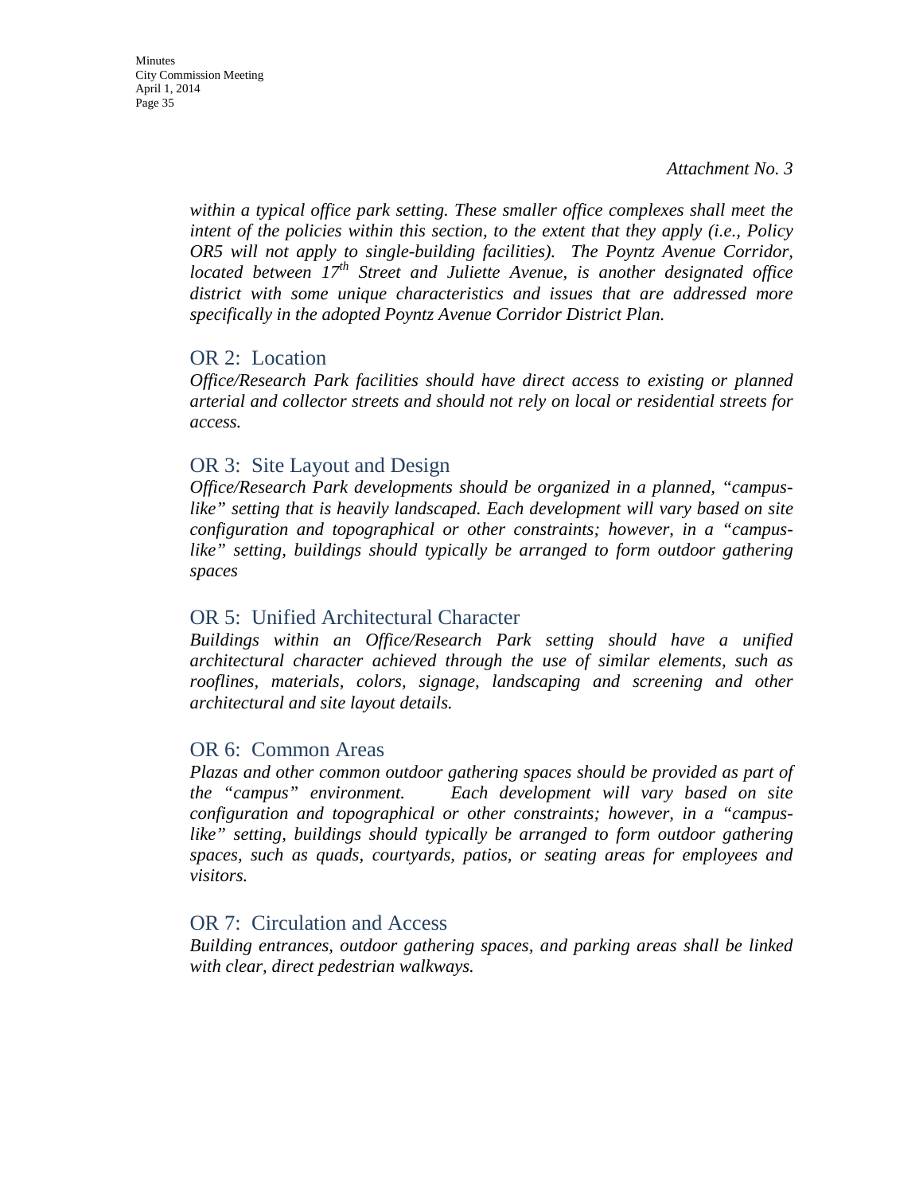*Attachment No. 3*

*within a typical office park setting. These smaller office complexes shall meet the intent of the policies within this section, to the extent that they apply (i.e., Policy OR5 will not apply to single-building facilities). The Poyntz Avenue Corridor, located between 17th Street and Juliette Avenue, is another designated office district with some unique characteristics and issues that are addressed more specifically in the adopted Poyntz Avenue Corridor District Plan.*

## OR 2: Location

*Office/Research Park facilities should have direct access to existing or planned arterial and collector streets and should not rely on local or residential streets for access.*

## OR 3: Site Layout and Design

*Office/Research Park developments should be organized in a planned, "campus-like" setting that is heavily landscaped. Each development will vary based on site configuration and topographical or other constraints; however, in a "campus-like" setting, buildings should typically be arranged to form outdoor gathering spaces*

## OR 5: Unified Architectural Character

*Buildings within an Office/Research Park setting should have a unified architectural character achieved through the use of similar elements, such as rooflines, materials, colors, signage, landscaping and screening and other architectural and site layout details.*

## OR 6: Common Areas

*Plazas and other common outdoor gathering spaces should be provided as part of the "campus" environment. Each development will vary based on site configuration and topographical or other constraints; however, in a "campus-like" setting, buildings should typically be arranged to form outdoor gathering spaces, such as quads, courtyards, patios, or seating areas for employees and visitors.*

## OR 7: Circulation and Access

*Building entrances, outdoor gathering spaces, and parking areas shall be linked with clear, direct pedestrian walkways.*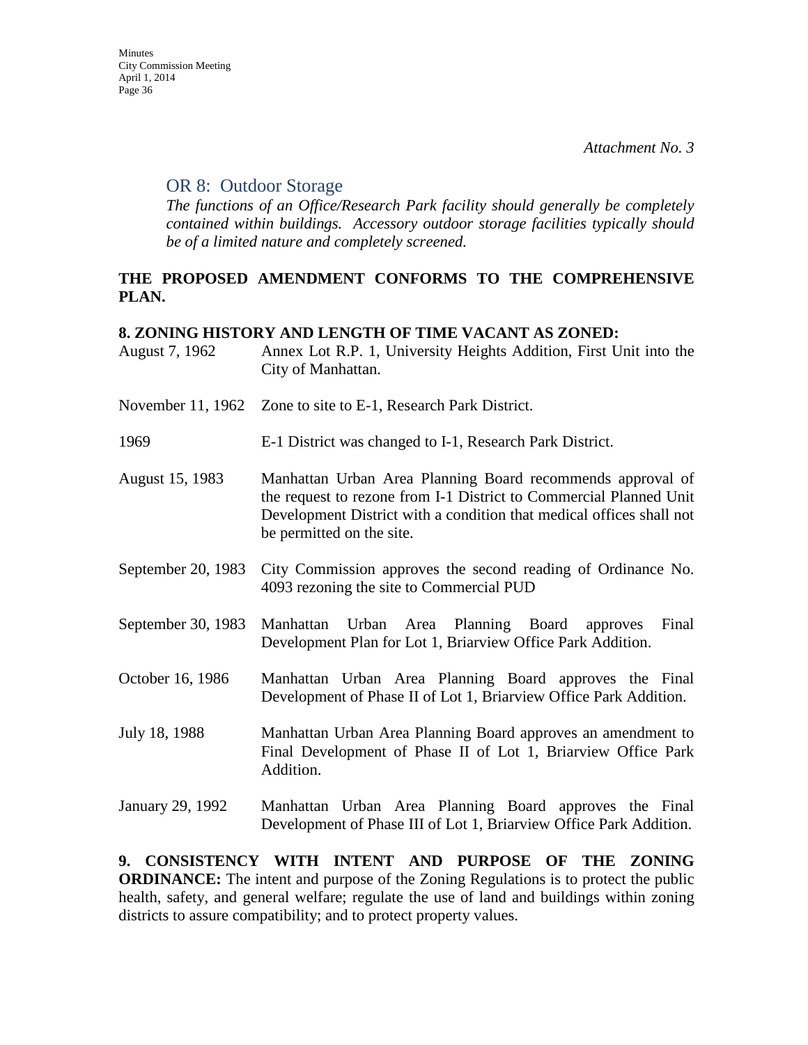*Attachment No. 3*

### OR 8: Outdoor Storage

*The functions of an Office/Research Park facility should generally be completely contained within buildings. Accessory outdoor storage facilities typically should be of a limited nature and completely screened.*

**THE PROPOSED AMENDMENT CONFORMS TO THE COMPREHENSIVE PLAN.**

**8. ZONING HISTORY AND LENGTH OF TIME VACANT AS ZONED:**

| | |
|---|---|
| August 7, 1962 | Annex Lot R.P. 1, University Heights Addition, First Unit into the City of Manhattan. |
| November 11, 1962 | Zone to site to E-1, Research Park District. |
| 1969 | E-1 District was changed to I-1, Research Park District. |
| August 15, 1983 | Manhattan Urban Area Planning Board recommends approval of the request to rezone from I-1 District to Commercial Planned Unit Development District with a condition that medical offices shall not be permitted on the site. |
| September 20, 1983 | City Commission approves the second reading of Ordinance No. 4093 rezoning the site to Commercial PUD |
| September 30, 1983 | Manhattan Urban Area Planning Board approves Final Development Plan for Lot 1, Briarview Office Park Addition. |
| October 16, 1986 | Manhattan Urban Area Planning Board approves the Final Development of Phase II of Lot 1, Briarview Office Park Addition. |
| July 18, 1988 | Manhattan Urban Area Planning Board approves an amendment to Final Development of Phase II of Lot 1, Briarview Office Park Addition. |
| January 29, 1992 | Manhattan Urban Area Planning Board approves the Final Development of Phase III of Lot 1, Briarview Office Park Addition. |

**9. CONSISTENCY WITH INTENT AND PURPOSE OF THE ZONING ORDINANCE:** The intent and purpose of the Zoning Regulations is to protect the public health, safety, and general welfare; regulate the use of land and buildings within zoning districts to assure compatibility; and to protect property values.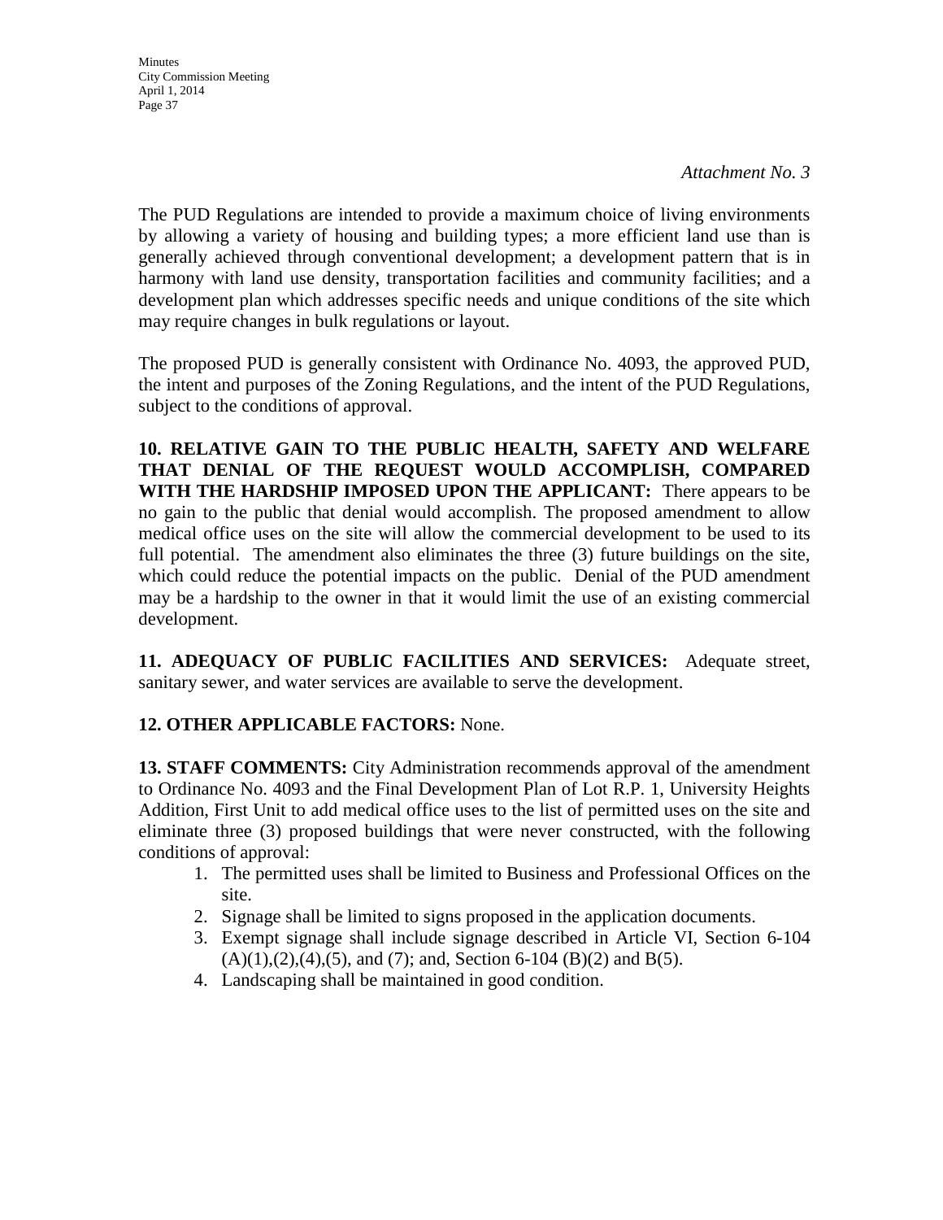*Attachment No. 3*

The PUD Regulations are intended to provide a maximum choice of living environments by allowing a variety of housing and building types; a more efficient land use than is generally achieved through conventional development; a development pattern that is in harmony with land use density, transportation facilities and community facilities; and a development plan which addresses specific needs and unique conditions of the site which may require changes in bulk regulations or layout.

The proposed PUD is generally consistent with Ordinance No. 4093, the approved PUD, the intent and purposes of the Zoning Regulations, and the intent of the PUD Regulations, subject to the conditions of approval.

**10. RELATIVE GAIN TO THE PUBLIC HEALTH, SAFETY AND WELFARE THAT DENIAL OF THE REQUEST WOULD ACCOMPLISH, COMPARED WITH THE HARDSHIP IMPOSED UPON THE APPLICANT:** There appears to be no gain to the public that denial would accomplish. The proposed amendment to allow medical office uses on the site will allow the commercial development to be used to its full potential. The amendment also eliminates the three (3) future buildings on the site, which could reduce the potential impacts on the public. Denial of the PUD amendment may be a hardship to the owner in that it would limit the use of an existing commercial development.

**11. ADEQUACY OF PUBLIC FACILITIES AND SERVICES:** Adequate street, sanitary sewer, and water services are available to serve the development.

**12. OTHER APPLICABLE FACTORS:** None.

**13. STAFF COMMENTS:** City Administration recommends approval of the amendment to Ordinance No. 4093 and the Final Development Plan of Lot R.P. 1, University Heights Addition, First Unit to add medical office uses to the list of permitted uses on the site and eliminate three (3) proposed buildings that were never constructed, with the following conditions of approval:

1. The permitted uses shall be limited to Business and Professional Offices on the site.
2. Signage shall be limited to signs proposed in the application documents.
3. Exempt signage shall include signage described in Article VI, Section 6-104 (A)(1),(2),(4),(5), and (7); and, Section 6-104 (B)(2) and B(5).
4. Landscaping shall be maintained in good condition.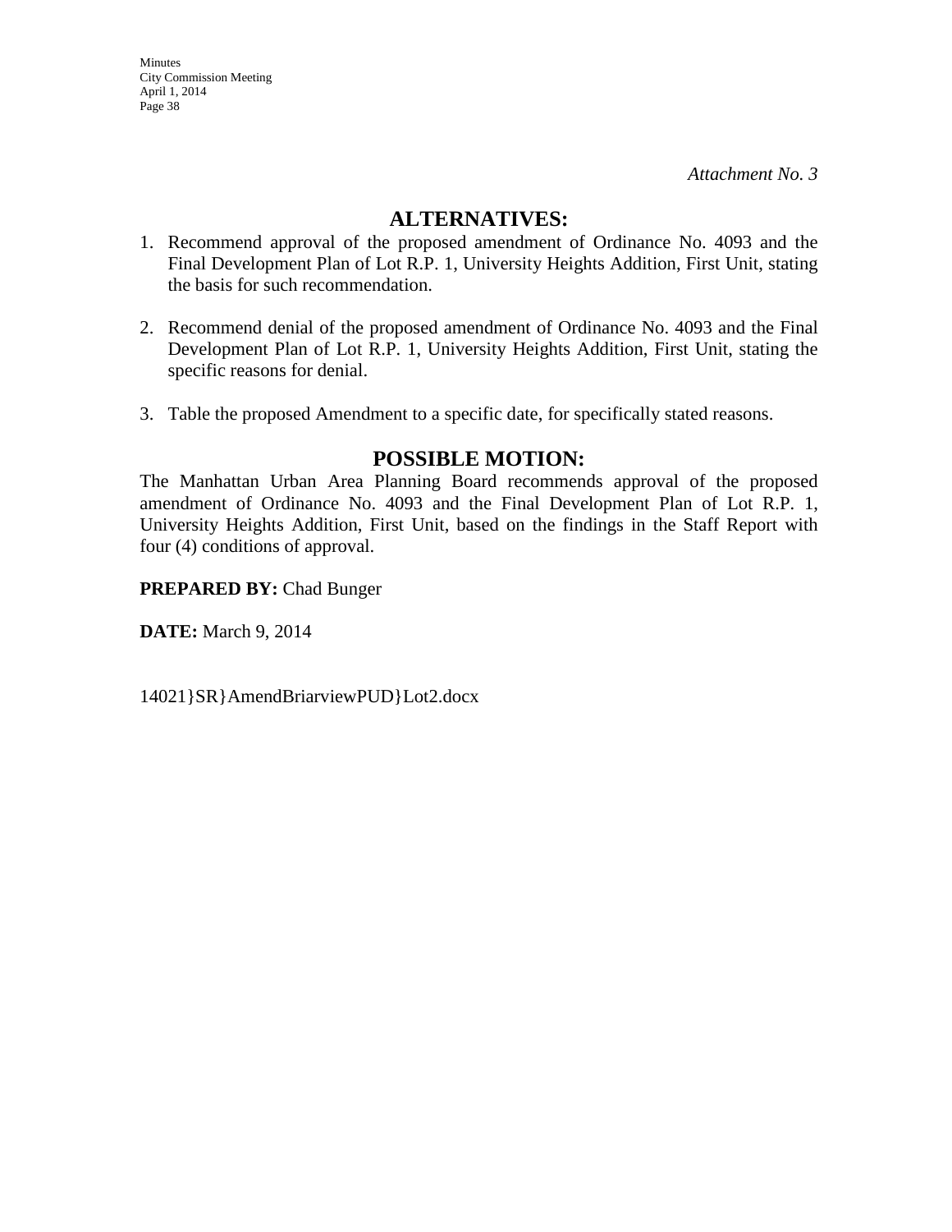*Attachment No. 3*

## ALTERNATIVES:

1. Recommend approval of the proposed amendment of Ordinance No. 4093 and the Final Development Plan of Lot R.P. 1, University Heights Addition, First Unit, stating the basis for such recommendation.

2. Recommend denial of the proposed amendment of Ordinance No. 4093 and the Final Development Plan of Lot R.P. 1, University Heights Addition, First Unit, stating the specific reasons for denial.

3. Table the proposed Amendment to a specific date, for specifically stated reasons.

## POSSIBLE MOTION:

The Manhattan Urban Area Planning Board recommends approval of the proposed amendment of Ordinance No. 4093 and the Final Development Plan of Lot R.P. 1, University Heights Addition, First Unit, based on the findings in the Staff Report with four (4) conditions of approval.

**PREPARED BY:** Chad Bunger

**DATE:** March 9, 2014

14021}SR}AmendBriarviewPUD}Lot2.docx